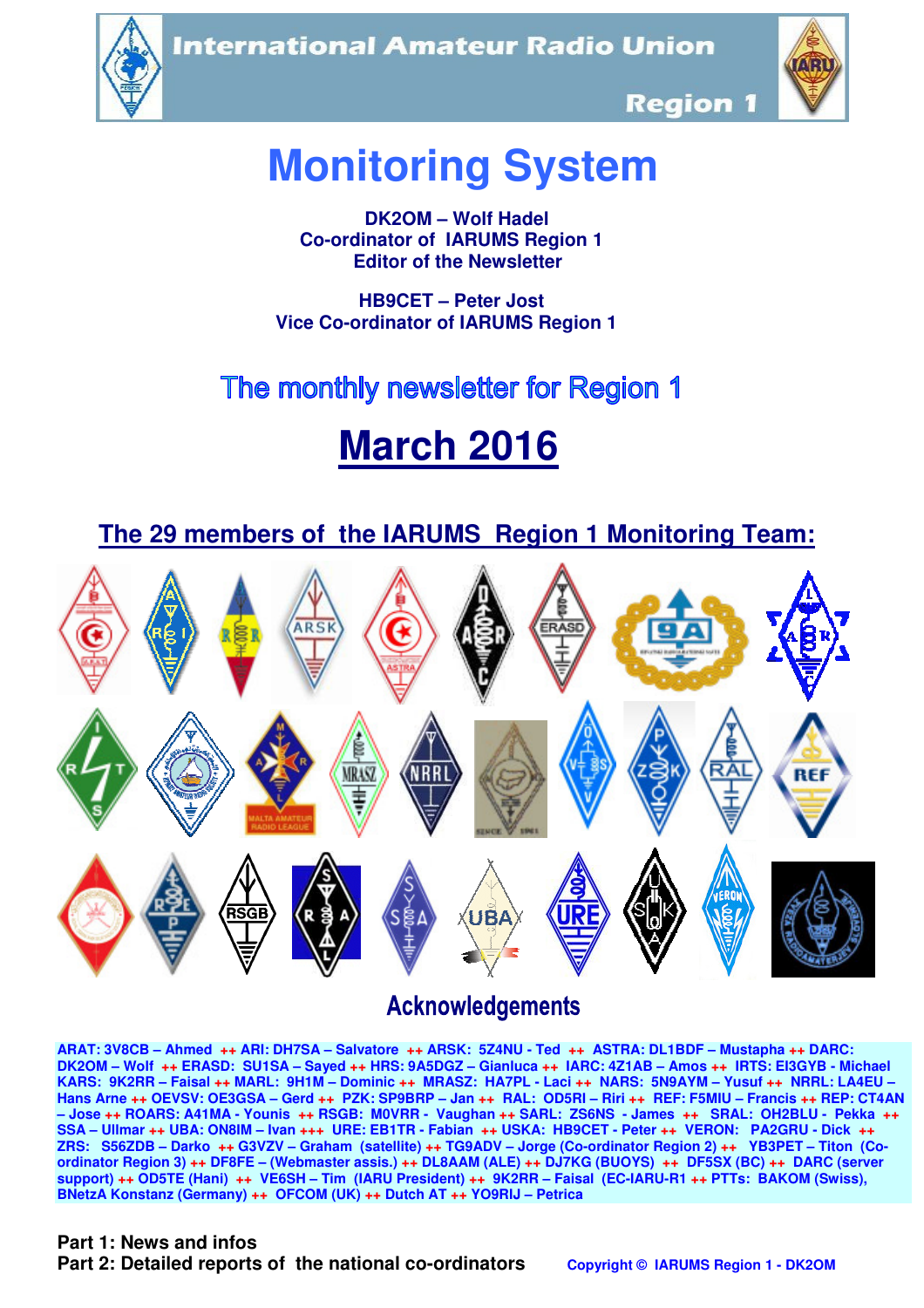International Amateur Radio Union

Region 1

# Monitoring System

**DK2OM – Wolf Hadel**
**Co-ordinator of IARUMS Region 1**
**Editor of the Newsletter**

**HB9CET – Peter Jost**
**Vice Co-ordinator of IARUMS Region 1**

## The monthly newsletter for Region 1

# March 2016

## The 29 members of the IARUMS Region 1 Monitoring Team:

## Acknowledgements

ARAT: 3V8CB – Ahmed ++ ARI: DH7SA – Salvatore ++ ARSK: 5Z4NU - Ted ++ ASTRA: DL1BDF – Mustapha ++ DARC: DK2OM – Wolf ++ ERASD: SU1SA – Sayed ++ HRS: 9A5DGZ – Gianluca ++ IARC: 4Z1AB – Amos ++ IRTS: EI3GYB - Michael KARS: 9K2RR – Faisal ++ MARL: 9H1M – Dominic ++ MRASZ: HA7PL - Laci ++ NARS: 5N9AYM – Yusuf ++ NRRL: LA4EU – Hans Arne ++ OEVSV: OE3GSA – Gerd ++ PZK: SP9BRP – Jan ++ RAL: OD5RI – Riri ++ REF: F5MIU – Francis ++ REP: CT4AN – Jose ++ ROARS: A41MA - Younis ++ RSGB: M0VRR - Vaughan ++ SARL: ZS6NS - James ++ SRAL: OH2BLU - Pekka ++ SSA – Ullmar ++ UBA: ON8IM – Ivan +++ URE: EB1TR - Fabian ++ USKA: HB9CET - Peter ++ VERON: PA2GRU - Dick ++ ZRS: S56ZDB – Darko ++ G3VZV – Graham (satellite) ++ TG9ADV – Jorge (Co-ordinator Region 2) ++ YB3PET – Titon (Co-ordinator Region 3) ++ DF8FE – (Webmaster assis.) ++ DL8AAM (ALE) ++ DJ7KG (BUOYS) ++ DF5SX (BC) ++ DARC (server support) ++ OD5TE (Hani) ++ VE6SH – Tim (IARU President) ++ 9K2RR – Faisal (EC-IARU-R1 ++ PTTs: BAKOM (Swiss), BNetzA Konstanz (Germany) ++ OFCOM (UK) ++ Dutch AT ++ YO9RIJ – Petrica

**Part 1: News and infos**
**Part 2: Detailed reports of the national co-ordinators**

Copyright © IARUMS Region 1 - DK2OM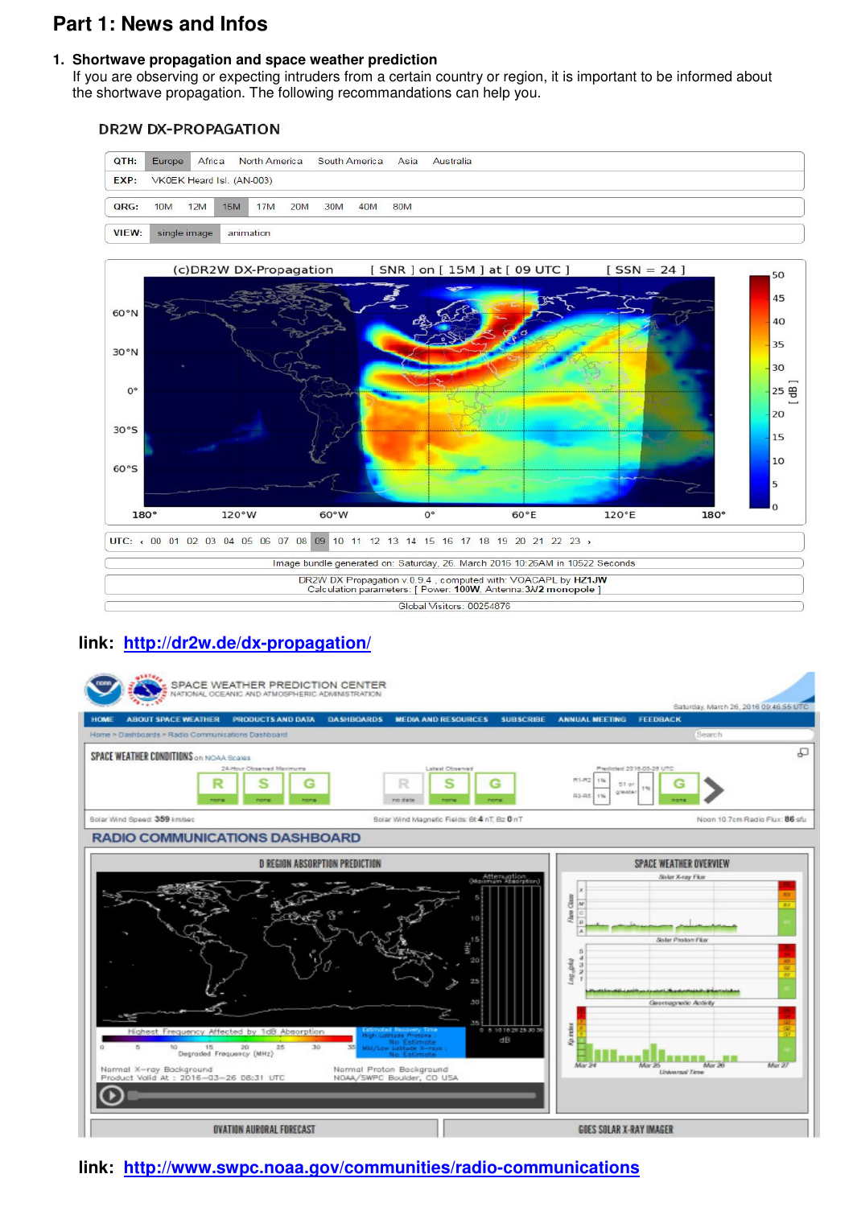# Part 1: News and Infos

## 1. Shortwave propagation and space weather prediction

If you are observing or expecting intruders from a certain country or region, it is important to be informed about the shortwave propagation. The following recommandations can help you.

**link:** http://dr2w.de/dx-propagation/

**link:** http://www.swpc.noaa.gov/communities/radio-communications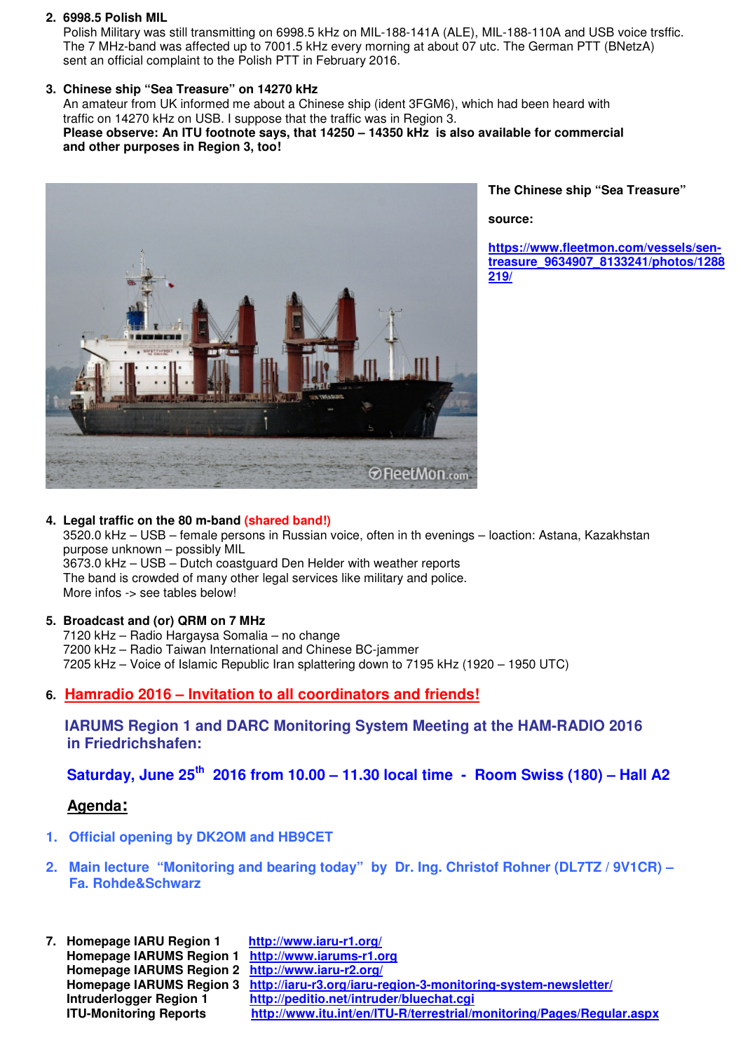2. **6998.5 Polish MIL**
   Polish Military was still transmitting on 6998.5 kHz on MIL-188-141A (ALE), MIL-188-110A and USB voice trsffic. The 7 MHz-band was affected up to 7001.5 kHz every morning at about 07 utc. The German PTT (BNetzA) sent an official complaint to the Polish PTT in February 2016.

3. **Chinese ship "Sea Treasure" on 14270 kHz**
   An amateur from UK informed me about a Chinese ship (ident 3FGM6), which had been heard with traffic on 14270 kHz on USB. I suppose that the traffic was in Region 3.
   **Please observe: An ITU footnote says, that 14250 – 14350 kHz is also available for commercial and other purposes in Region 3, too!**

**The Chinese ship "Sea Treasure"**

**source:**

https://www.fleetmon.com/vessels/sen-treasure_9634907_8133241/photos/1288219/

4. **Legal traffic on the 80 m-band (shared band!)**
   3520.0 kHz – USB – female persons in Russian voice, often in th evenings – loaction: Astana, Kazakhstan purpose unknown – possibly MIL
   3673.0 kHz – USB – Dutch coastguard Den Helder with weather reports
   The band is crowded of many other legal services like military and police.
   More infos -> see tables below!

5. **Broadcast and (or) QRM on 7 MHz**
   7120 kHz – Radio Hargaysa Somalia – no change
   7200 kHz – Radio Taiwan International and Chinese BC-jammer
   7205 kHz – Voice of Islamic Republic Iran splattering down to 7195 kHz (1920 – 1950 UTC)

6. **Hamradio 2016 – Invitation to all coordinators and friends!**

   **IARUMS Region 1 and DARC Monitoring System Meeting at the HAM-RADIO 2016 in Friedrichshafen:**

   **Saturday, June 25th 2016 from 10.00 – 11.30 local time - Room Swiss (180) – Hall A2**

   **Agenda:**

   1. **Official opening by DK2OM and HB9CET**
   2. **Main lecture "Monitoring and bearing today" by Dr. Ing. Christof Rohner (DL7TZ / 9V1CR) – Fa. Rohde&Schwarz**

7. **Homepage IARU Region 1** http://www.iaru-r1.org/
   **Homepage IARUMS Region 1** http://www.iarums-r1.org
   **Homepage IARUMS Region 2** http://www.iaru-r2.org/
   **Homepage IARUMS Region 3** http://iaru-r3.org/iaru-region-3-monitoring-system-newsletter/
   **Intruderlogger Region 1** http://peditio.net/intruder/bluechat.cgi
   **ITU-Monitoring Reports** http://www.itu.int/en/ITU-R/terrestrial/monitoring/Pages/Regular.aspx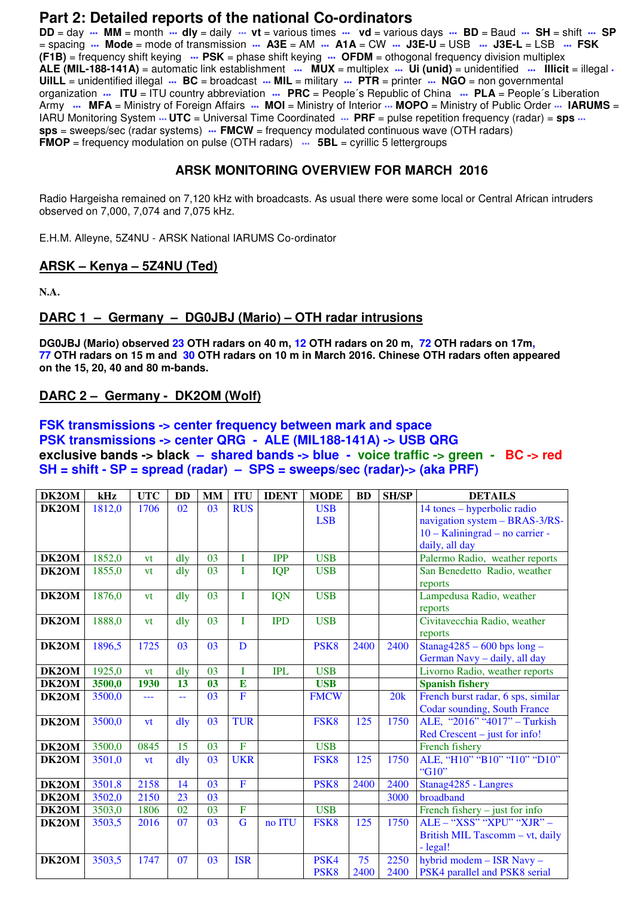# Part 2: Detailed reports of the national Co-ordinators

**DD** = day ••• **MM** = month ••• **dly** = daily ••• **vt** = various times ••• **vd** = various days ••• **BD** = Baud ••• **SH** = shift ••• **SP** = spacing ••• **Mode** = mode of transmission ••• **A3E** = AM ••• **A1A** = CW ••• **J3E-U** = USB ••• **J3E-L** = LSB ••• **FSK (F1B)** = frequency shift keying ••• **PSK** = phase shift keying ••• **OFDM** = othogonal frequency division multiplex **ALE (MIL-188-141A)** = automatic link establishment ••• **MUX** = multiplex ••• **Ui (unid)** = unidentified ••• **Illicit** = illegal • **UiILL** = unidentified illegal ••• **BC** = broadcast ••• **MIL** = military ••• **PTR** = printer ••• **NGO** = non governmental organization ••• **ITU** = ITU country abbreviation ••• **PRC** = People´s Republic of China ••• **PLA** = People´s Liberation Army ••• **MFA** = Ministry of Foreign Affairs ••• **MOI** = Ministry of Interior ••• **MOPO** = Ministry of Public Order ••• **IARUMS** = IARU Monitoring System ••• **UTC** = Universal Time Coordinated ••• **PRF** = pulse repetition frequency (radar) = **sps** ••• **sps** = sweeps/sec (radar systems) ••• **FMCW** = frequency modulated continuous wave (OTH radars) **FMOP** = frequency modulation on pulse (OTH radars) ••• **5BL** = cyrillic 5 lettergroups

### ARSK MONITORING OVERVIEW FOR MARCH 2016

Radio Hargeisha remained on 7,120 kHz with broadcasts. As usual there were some local or Central African intruders observed on 7,000, 7,074 and 7,075 kHz.

E.H.M. Alleyne, 5Z4NU - ARSK National IARUMS Co-ordinator

## ARSK – Kenya – 5Z4NU (Ted)

**N.A.**

## DARC 1 – Germany – DG0JBJ (Mario) – OTH radar intrusions

**DG0JBJ (Mario) observed 23 OTH radars on 40 m, 12 OTH radars on 20 m, 72 OTH radars on 17m, 77 OTH radars on 15 m and 30 OTH radars on 10 m in March 2016. Chinese OTH radars often appeared on the 15, 20, 40 and 80 m-bands.**

## DARC 2 – Germany - DK2OM (Wolf)

**FSK transmissions -> center frequency between mark and space**
**PSK transmissions -> center QRG - ALE (MIL188-141A) -> USB QRG**
**exclusive bands -> black – shared bands -> blue - voice traffic -> green - BC -> red**
**SH = shift - SP = spread (radar) – SPS = sweeps/sec (radar)-> (aka PRF)**

| DK2OM | kHz | UTC | DD | MM | ITU | IDENT | MODE | BD | SH/SP | DETAILS |
|---|---|---|---|---|---|---|---|---|---|---|
| DK2OM | 1812,0 | 1706 | 02 | 03 | RUS | | USB LSB | | | 14 tones – hyperbolic radio navigation system – BRAS-3/RS-10 – Kaliningrad – no carrier - daily, all day |
| DK2OM | 1852,0 | vt | dly | 03 | I | IPP | USB | | | Palermo Radio, weather reports |
| DK2OM | 1855,0 | vt | dly | 03 | I | IQP | USB | | | San Benedetto Radio, weather reports |
| DK2OM | 1876,0 | vt | dly | 03 | I | IQN | USB | | | Lampedusa Radio, weather reports |
| DK2OM | 1888,0 | vt | dly | 03 | I | IPD | USB | | | Civitavecchia Radio, weather reports |
| DK2OM | 1896,5 | 1725 | 03 | 03 | D | | PSK8 | 2400 | 2400 | Stanag4285 – 600 bps long – German Navy – daily, all day |
| DK2OM | 1925,0 | vt | dly | 03 | I | IPL | USB | | | Livorno Radio, weather reports |
| **DK2OM** | **3500,0** | **1930** | **13** | **03** | **E** | | **USB** | | | **Spanish fishery** |
| DK2OM | 3500,0 | --- | -- | 03 | F | | FMCW | | 20k | French burst radar, 6 sps, similar Codar sounding, South France |
| DK2OM | 3500,0 | vt | dly | 03 | TUR | | FSK8 | 125 | 1750 | ALE, "2016" "4017" – Turkish Red Crescent – just for info! |
| DK2OM | 3500,0 | 0845 | 15 | 03 | F | | USB | | | French fishery |
| DK2OM | 3501,0 | vt | dly | 03 | UKR | | FSK8 | 125 | 1750 | ALE, "H10" "B10" "I10" "D10" "G10" |
| DK2OM | 3501,8 | 2158 | 14 | 03 | F | | PSK8 | 2400 | 2400 | Stanag4285 - Langres |
| DK2OM | 3502,0 | 2150 | 23 | 03 | | | | | 3000 | broadband |
| DK2OM | 3503,0 | 1806 | 02 | 03 | F | | USB | | | French fishery – just for info |
| DK2OM | 3503,5 | 2016 | 07 | 03 | G | no ITU | FSK8 | 125 | 1750 | ALE – "XSS" "XPU" "XJR" – British MIL Tascomm – vt, daily - legal! |
| DK2OM | 3503,5 | 1747 | 07 | 03 | ISR | | PSK4 PSK8 | 75 2400 | 2250 2400 | hybrid modem – ISR Navy – PSK4 parallel and PSK8 serial |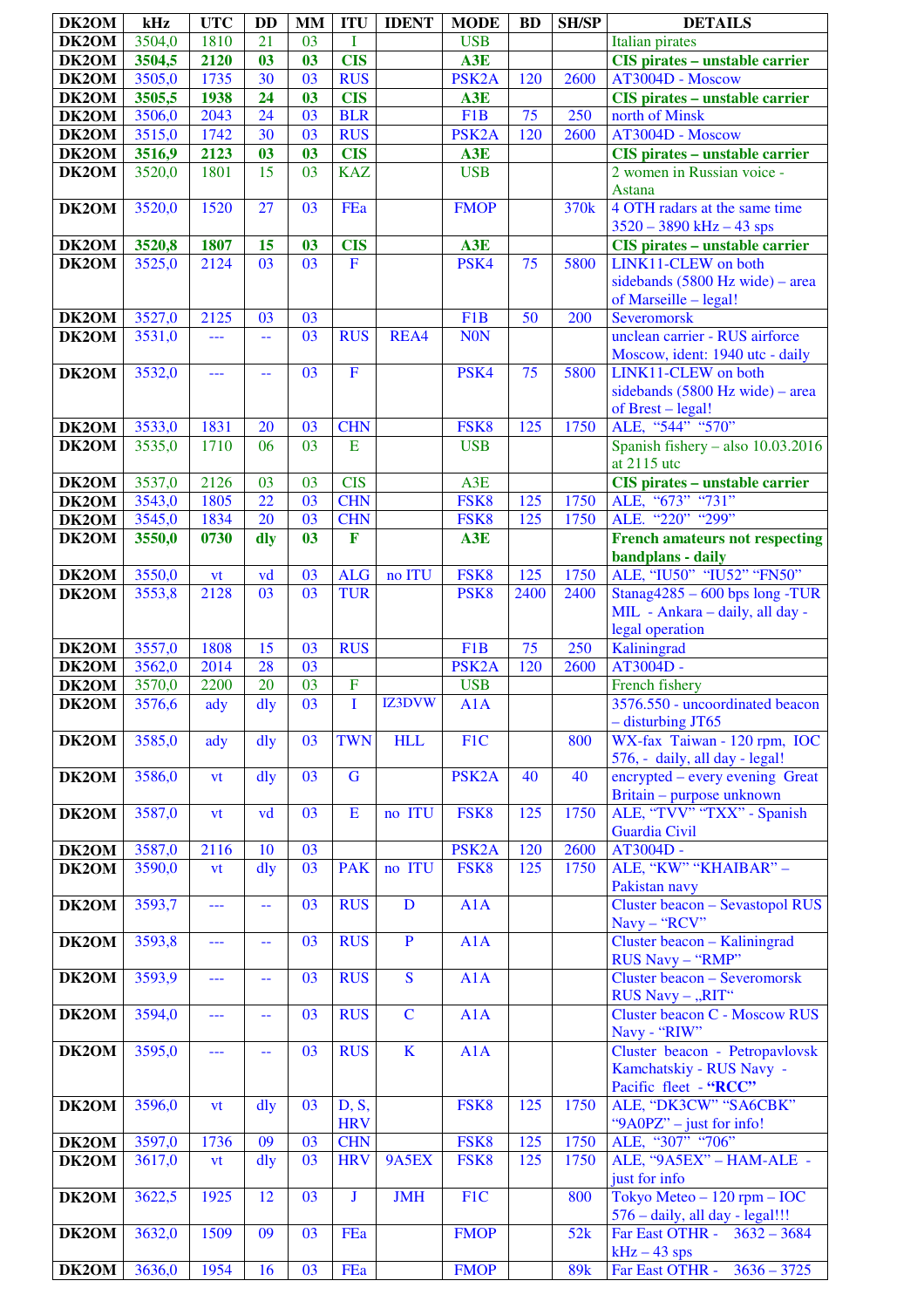| DK2OM | kHz | UTC | DD | MM | ITU | IDENT | MODE | BD | SH/SP | DETAILS |
|---|---|---|---|---|---|---|---|---|---|---|
| DK2OM | 3504,0 | 1810 | 21 | 03 | I | | USB | | | Italian pirates |
| **DK2OM** | **3504,5** | **2120** | **03** | **03** | **CIS** | | **A3E** | | | **CIS pirates – unstable carrier** |
| DK2OM | 3505,0 | 1735 | 30 | 03 | RUS | | PSK2A | 120 | 2600 | AT3004D - Moscow |
| **DK2OM** | **3505,5** | **1938** | **24** | **03** | **CIS** | | **A3E** | | | **CIS pirates – unstable carrier** |
| DK2OM | 3506,0 | 2043 | 24 | 03 | BLR | | F1B | 75 | 250 | north of Minsk |
| DK2OM | 3515,0 | 1742 | 30 | 03 | RUS | | PSK2A | 120 | 2600 | AT3004D - Moscow |
| **DK2OM** | **3516,9** | **2123** | **03** | **03** | **CIS** | | **A3E** | | | **CIS pirates – unstable carrier** |
| DK2OM | 3520,0 | 1801 | 15 | 03 | KAZ | | USB | | | 2 women in Russian voice - Astana |
| DK2OM | 3520,0 | 1520 | 27 | 03 | FEa | | FMOP | | 370k | 4 OTH radars at the same time 3520 – 3890 kHz – 43 sps |
| **DK2OM** | **3520,8** | **1807** | **15** | **03** | **CIS** | | **A3E** | | | **CIS pirates – unstable carrier** |
| DK2OM | 3525,0 | 2124 | 03 | 03 | F | | PSK4 | 75 | 5800 | LINK11-CLEW on both sidebands (5800 Hz wide) – area of Marseille – legal! |
| DK2OM | 3527,0 | 2125 | 03 | 03 | | | F1B | 50 | 200 | Severomorsk |
| DK2OM | 3531,0 | --- | -- | 03 | RUS | REA4 | N0N | | | unclean carrier - RUS airforce Moscow, ident: 1940 utc - daily |
| DK2OM | 3532,0 | --- | -- | 03 | F | | PSK4 | 75 | 5800 | LINK11-CLEW on both sidebands (5800 Hz wide) – area of Brest – legal! |
| DK2OM | 3533,0 | 1831 | 20 | 03 | CHN | | FSK8 | 125 | 1750 | ALE, "544" "570" |
| DK2OM | 3535,0 | 1710 | 06 | 03 | E | | USB | | | Spanish fishery – also 10.03.2016 at 2115 utc |
| DK2OM | 3537,0 | 2126 | 03 | 03 | CIS | | A3E | | | **CIS pirates – unstable carrier** |
| DK2OM | 3543,0 | 1805 | 22 | 03 | CHN | | FSK8 | 125 | 1750 | ALE, "673" "731" |
| DK2OM | 3545,0 | 1834 | 20 | 03 | CHN | | FSK8 | 125 | 1750 | ALE. "220" "299" |
| **DK2OM** | **3550,0** | **0730** | **dly** | **03** | **F** | | **A3E** | | | **French amateurs not respecting bandplans - daily** |
| DK2OM | 3550,0 | vt | vd | 03 | ALG | no ITU | FSK8 | 125 | 1750 | ALE, "IU50" "IU52" "FN50" |
| DK2OM | 3553,8 | 2128 | 03 | 03 | TUR | | PSK8 | 2400 | 2400 | Stanag4285 – 600 bps long -TUR MIL - Ankara – daily, all day - legal operation |
| DK2OM | 3557,0 | 1808 | 15 | 03 | RUS | | F1B | 75 | 250 | Kaliningrad |
| DK2OM | 3562,0 | 2014 | 28 | 03 | | | PSK2A | 120 | 2600 | AT3004D - |
| DK2OM | 3570,0 | 2200 | 20 | 03 | F | | USB | | | French fishery |
| DK2OM | 3576,6 | ady | dly | 03 | I | IZ3DVW | A1A | | | 3576.550 - uncoordinated beacon – disturbing JT65 |
| DK2OM | 3585,0 | ady | dly | 03 | TWN | HLL | F1C | | 800 | WX-fax Taiwan - 120 rpm, IOC 576, - daily, all day - legal! |
| DK2OM | 3586,0 | vt | dly | 03 | G | | PSK2A | 40 | 40 | encrypted – every evening Great Britain – purpose unknown |
| DK2OM | 3587,0 | vt | vd | 03 | E | no ITU | FSK8 | 125 | 1750 | ALE, "TVV" "TXX" - Spanish Guardia Civil |
| DK2OM | 3587,0 | 2116 | 10 | 03 | | | PSK2A | 120 | 2600 | AT3004D - |
| DK2OM | 3590,0 | vt | dly | 03 | PAK | no ITU | FSK8 | 125 | 1750 | ALE, "KW" "KHAIBAR" – Pakistan navy |
| DK2OM | 3593,7 | --- | -- | 03 | RUS | D | A1A | | | Cluster beacon – Sevastopol RUS Navy – "RCV" |
| DK2OM | 3593,8 | --- | -- | 03 | RUS | P | A1A | | | Cluster beacon – Kaliningrad RUS Navy – "RMP" |
| DK2OM | 3593,9 | --- | -- | 03 | RUS | S | A1A | | | Cluster beacon – Severomorsk RUS Navy – „RIT" |
| DK2OM | 3594,0 | --- | -- | 03 | RUS | C | A1A | | | Cluster beacon C - Moscow RUS Navy - "RIW" |
| DK2OM | 3595,0 | --- | -- | 03 | RUS | K | A1A | | | Cluster beacon - Petropavlovsk Kamchatskiy - RUS Navy - Pacific fleet - **"RCC"** |
| DK2OM | 3596,0 | vt | dly | 03 | D, S, HRV | | FSK8 | 125 | 1750 | ALE, "DK3CW" "SA6CBK" "9A0PZ" – just for info! |
| DK2OM | 3597,0 | 1736 | 09 | 03 | CHN | | FSK8 | 125 | 1750 | ALE, "307" "706" |
| DK2OM | 3617,0 | vt | dly | 03 | HRV | 9A5EX | FSK8 | 125 | 1750 | ALE, "9A5EX" – HAM-ALE - just for info |
| DK2OM | 3622,5 | 1925 | 12 | 03 | J | JMH | F1C | | 800 | Tokyo Meteo – 120 rpm – IOC 576 – daily, all day - legal!!! |
| DK2OM | 3632,0 | 1509 | 09 | 03 | FEa | | FMOP | | 52k | Far East OTHR - 3632 – 3684 kHz – 43 sps |
| DK2OM | 3636,0 | 1954 | 16 | 03 | FEa | | FMOP | | 89k | Far East OTHR - 3636 – 3725 |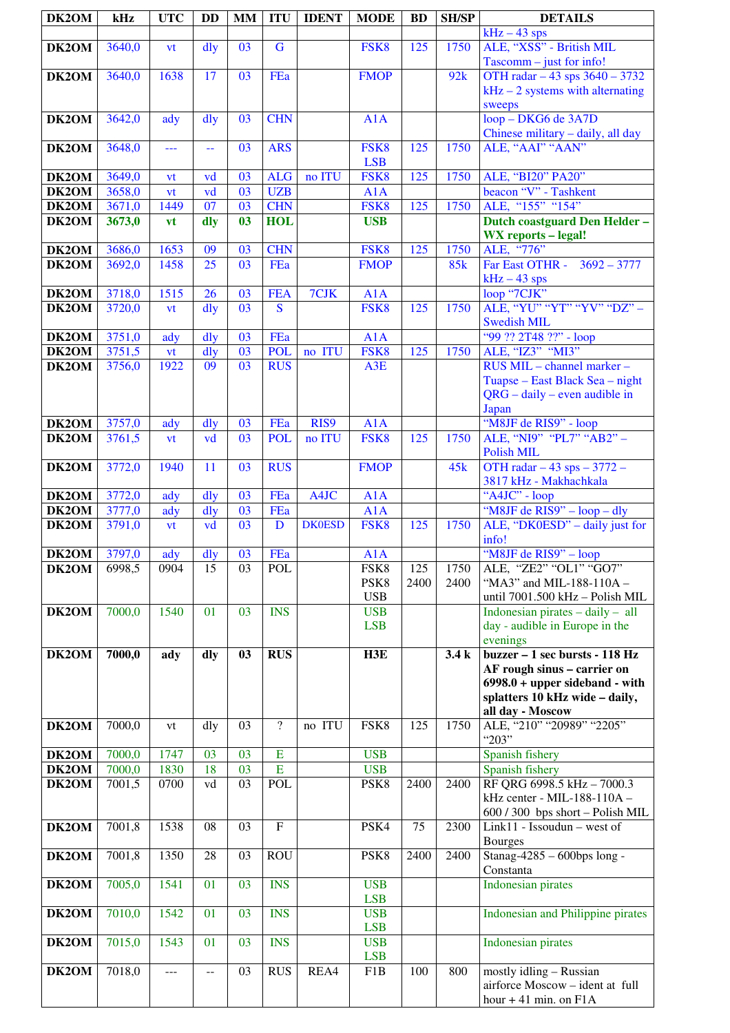| DK2OM | kHz | UTC | DD | MM | ITU | IDENT | MODE | BD | SH/SP | DETAILS |
|---|---|---|---|---|---|---|---|---|---|---|
| | | | | | | | | | | kHz – 43 sps |
| DK2OM | 3640,0 | vt | dly | 03 | G | | FSK8 | 125 | 1750 | ALE, "XSS" - British MIL Tascomm – just for info! |
| DK2OM | 3640,0 | 1638 | 17 | 03 | FEa | | FMOP | | 92k | OTH radar – 43 sps 3640 – 3732 kHz – 2 systems with alternating sweeps |
| DK2OM | 3642,0 | ady | dly | 03 | CHN | | A1A | | | loop – DKG6 de 3A7D Chinese military – daily, all day |
| DK2OM | 3648,0 | --- | -- | 03 | ARS | | FSK8 LSB | 125 | 1750 | ALE, "AAI" "AAN" |
| DK2OM | 3649,0 | vt | vd | 03 | ALG | no ITU | FSK8 | 125 | 1750 | ALE, "BI20" PA20" |
| DK2OM | 3658,0 | vt | vd | 03 | UZB | | A1A | | | beacon "V" - Tashkent |
| DK2OM | 3671,0 | 1449 | 07 | 03 | CHN | | FSK8 | 125 | 1750 | ALE, "155" "154" |
| **DK2OM** | **3673,0** | **vt** | **dly** | **03** | **HOL** | | **USB** | | | **Dutch coastguard Den Helder – WX reports – legal!** |
| DK2OM | 3686,0 | 1653 | 09 | 03 | CHN | | FSK8 | 125 | 1750 | ALE, "776" |
| DK2OM | 3692,0 | 1458 | 25 | 03 | FEa | | FMOP | | 85k | Far East OTHR - 3692 – 3777 kHz – 43 sps |
| DK2OM | 3718,0 | 1515 | 26 | 03 | FEA | 7CJK | A1A | | | loop "7CJK" |
| DK2OM | 3720,0 | vt | dly | 03 | S | | FSK8 | 125 | 1750 | ALE, "YU" "YT" "YV" "DZ" – Swedish MIL |
| DK2OM | 3751,0 | ady | dly | 03 | FEa | | A1A | | | "99 ?? 2T48 ??" - loop |
| DK2OM | 3751,5 | vt | dly | 03 | POL | no ITU | FSK8 | 125 | 1750 | ALE, "IZ3" "MI3" |
| DK2OM | 3756,0 | 1922 | 09 | 03 | RUS | | A3E | | | RUS MIL – channel marker – Tuapse – East Black Sea – night QRG – daily – even audible in Japan |
| DK2OM | 3757,0 | ady | dly | 03 | FEa | RIS9 | A1A | | | "M8JF de RIS9" - loop |
| DK2OM | 3761,5 | vt | vd | 03 | POL | no ITU | FSK8 | 125 | 1750 | ALE, "NI9" "PL7" "AB2" – Polish MIL |
| DK2OM | 3772,0 | 1940 | 11 | 03 | RUS | | FMOP | | 45k | OTH radar – 43 sps – 3772 – 3817 kHz - Makhachkala |
| DK2OM | 3772,0 | ady | dly | 03 | FEa | A4JC | A1A | | | "A4JC" - loop |
| DK2OM | 3777,0 | ady | dly | 03 | FEa | | A1A | | | "M8JF de RIS9" – loop – dly |
| DK2OM | 3791,0 | vt | vd | 03 | D | DK0ESD | FSK8 | 125 | 1750 | ALE, "DK0ESD" – daily just for info! |
| DK2OM | 3797,0 | ady | dly | 03 | FEa | | A1A | | | "M8JF de RIS9" – loop |
| DK2OM | 6998,5 | 0904 | 15 | 03 | POL | | FSK8 PSK8 USB | 125 2400 | 1750 2400 | ALE, "ZE2" "OL1" "GO7" "MA3" and MIL-188-110A – until 7001.500 kHz – Polish MIL |
| DK2OM | 7000,0 | 1540 | 01 | 03 | INS | | USB LSB | | | Indonesian pirates – daily – all day - audible in Europe in the evenings |
| **DK2OM** | **7000,0** | **ady** | **dly** | **03** | **RUS** | | **H3E** | | **3.4 k** | **buzzer – 1 sec bursts - 118 Hz AF rough sinus – carrier on 6998.0 + upper sideband - with splatters 10 kHz wide – daily, all day - Moscow** |
| DK2OM | 7000,0 | vt | dly | 03 | ? | no ITU | FSK8 | 125 | 1750 | ALE, "210" "20989" "2205" "203" |
| DK2OM | 7000,0 | 1747 | 03 | 03 | E | | USB | | | Spanish fishery |
| DK2OM | 7000,0 | 1830 | 18 | 03 | E | | USB | | | Spanish fishery |
| DK2OM | 7001,5 | 0700 | vd | 03 | POL | | PSK8 | 2400 | 2400 | RF QRG 6998.5 kHz – 7000.3 kHz center - MIL-188-110A – 600 / 300 bps short – Polish MIL |
| DK2OM | 7001,8 | 1538 | 08 | 03 | F | | PSK4 | 75 | 2300 | Link11 - Issoudun – west of Bourges |
| DK2OM | 7001,8 | 1350 | 28 | 03 | ROU | | PSK8 | 2400 | 2400 | Stanag-4285 – 600bps long - Constanta |
| DK2OM | 7005,0 | 1541 | 01 | 03 | INS | | USB LSB | | | Indonesian pirates |
| DK2OM | 7010,0 | 1542 | 01 | 03 | INS | | USB LSB | | | Indonesian and Philippine pirates |
| DK2OM | 7015,0 | 1543 | 01 | 03 | INS | | USB LSB | | | Indonesian pirates |
| DK2OM | 7018,0 | --- | -- | 03 | RUS | REA4 | F1B | 100 | 800 | mostly idling – Russian airforce Moscow – ident at full hour + 41 min. on F1A |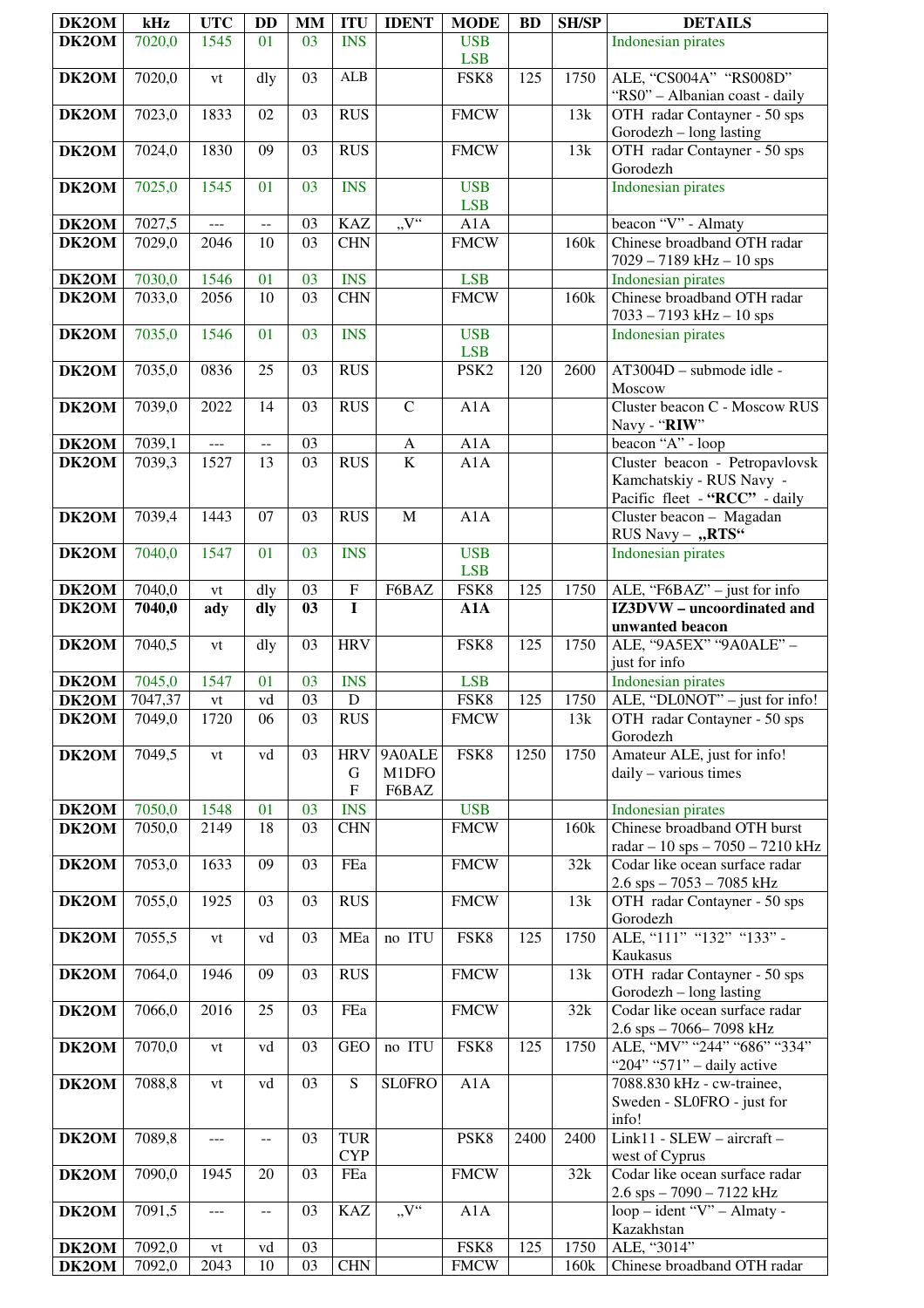| DK2OM | kHz | UTC | DD | MM | ITU | IDENT | MODE | BD | SH/SP | DETAILS |
|---|---|---|---|---|---|---|---|---|---|---|
| DK2OM | 7020,0 | 1545 | 01 | 03 | INS | | USB LSB | | | Indonesian pirates |
| DK2OM | 7020,0 | vt | dly | 03 | ALB | | FSK8 | 125 | 1750 | ALE, "CS004A" "RS008D" "RS0" – Albanian coast - daily |
| DK2OM | 7023,0 | 1833 | 02 | 03 | RUS | | FMCW | | 13k | OTH radar Contayner - 50 sps Gorodezh – long lasting |
| DK2OM | 7024,0 | 1830 | 09 | 03 | RUS | | FMCW | | 13k | OTH radar Contayner - 50 sps Gorodezh |
| DK2OM | 7025,0 | 1545 | 01 | 03 | INS | | USB LSB | | | Indonesian pirates |
| DK2OM | 7027,5 | --- | -- | 03 | KAZ | „V" | A1A | | | beacon "V" - Almaty |
| DK2OM | 7029,0 | 2046 | 10 | 03 | CHN | | FMCW | | 160k | Chinese broadband OTH radar 7029 – 7189 kHz – 10 sps |
| DK2OM | 7030,0 | 1546 | 01 | 03 | INS | | LSB | | | Indonesian pirates |
| DK2OM | 7033,0 | 2056 | 10 | 03 | CHN | | FMCW | | 160k | Chinese broadband OTH radar 7033 – 7193 kHz – 10 sps |
| DK2OM | 7035,0 | 1546 | 01 | 03 | INS | | USB LSB | | | Indonesian pirates |
| DK2OM | 7035,0 | 0836 | 25 | 03 | RUS | | PSK2 | 120 | 2600 | AT3004D – submode idle - Moscow |
| DK2OM | 7039,0 | 2022 | 14 | 03 | RUS | C | A1A | | | Cluster beacon C - Moscow RUS Navy - "**RIW**" |
| DK2OM | 7039,1 | --- | -- | 03 | | A | A1A | | | beacon "A" - loop |
| DK2OM | 7039,3 | 1527 | 13 | 03 | RUS | K | A1A | | | Cluster beacon - Petropavlovsk Kamchatskiy - RUS Navy - Pacific fleet - **"RCC"** - daily |
| DK2OM | 7039,4 | 1443 | 07 | 03 | RUS | M | A1A | | | Cluster beacon – Magadan RUS Navy – **„RTS"** |
| DK2OM | 7040,0 | 1547 | 01 | 03 | INS | | USB LSB | | | Indonesian pirates |
| DK2OM | 7040,0 | vt | dly | 03 | F | F6BAZ | FSK8 | 125 | 1750 | ALE, "F6BAZ" – just for info |
| DK2OM | **7040,0** | **ady** | **dly** | **03** | **I** | | **A1A** | | | **IZ3DVW – uncoordinated and unwanted beacon** |
| DK2OM | 7040,5 | vt | dly | 03 | HRV | | FSK8 | 125 | 1750 | ALE, "9A5EX" "9A0ALE" – just for info |
| DK2OM | 7045,0 | 1547 | 01 | 03 | INS | | LSB | | | Indonesian pirates |
| DK2OM | 7047,37 | vt | vd | 03 | D | | FSK8 | 125 | 1750 | ALE, "DL0NOT" – just for info! |
| DK2OM | 7049,0 | 1720 | 06 | 03 | RUS | | FMCW | | 13k | OTH radar Contayner - 50 sps Gorodezh |
| DK2OM | 7049,5 | vt | vd | 03 | HRV G F | 9A0ALE M1DFO F6BAZ | FSK8 | 1250 | 1750 | Amateur ALE, just for info! daily – various times |
| DK2OM | 7050,0 | 1548 | 01 | 03 | INS | | USB | | | Indonesian pirates |
| DK2OM | 7050,0 | 2149 | 18 | 03 | CHN | | FMCW | | 160k | Chinese broadband OTH burst radar – 10 sps – 7050 – 7210 kHz |
| DK2OM | 7053,0 | 1633 | 09 | 03 | FEa | | FMCW | | 32k | Codar like ocean surface radar 2.6 sps – 7053 – 7085 kHz |
| DK2OM | 7055,0 | 1925 | 03 | 03 | RUS | | FMCW | | 13k | OTH radar Contayner - 50 sps Gorodezh |
| DK2OM | 7055,5 | vt | vd | 03 | MEa | no ITU | FSK8 | 125 | 1750 | ALE, "111" "132" "133" - Kaukasus |
| DK2OM | 7064,0 | 1946 | 09 | 03 | RUS | | FMCW | | 13k | OTH radar Contayner - 50 sps Gorodezh – long lasting |
| DK2OM | 7066,0 | 2016 | 25 | 03 | FEa | | FMCW | | 32k | Codar like ocean surface radar 2.6 sps – 7066– 7098 kHz |
| DK2OM | 7070,0 | vt | vd | 03 | GEO | no ITU | FSK8 | 125 | 1750 | ALE, "MV" "244" "686" "334" "204" "571" – daily active |
| DK2OM | 7088,8 | vt | vd | 03 | S | SL0FRO | A1A | | | 7088.830 kHz - cw-trainee, Sweden - SL0FRO - just for info! |
| DK2OM | 7089,8 | --- | -- | 03 | TUR CYP | | PSK8 | 2400 | 2400 | Link11 - SLEW – aircraft – west of Cyprus |
| DK2OM | 7090,0 | 1945 | 20 | 03 | FEa | | FMCW | | 32k | Codar like ocean surface radar 2.6 sps – 7090 – 7122 kHz |
| DK2OM | 7091,5 | --- | -- | 03 | KAZ | „V" | A1A | | | loop – ident "V" – Almaty - Kazakhstan |
| DK2OM | 7092,0 | vt | vd | 03 | | | FSK8 | 125 | 1750 | ALE, "3014" |
| DK2OM | 7092,0 | 2043 | 10 | 03 | CHN | | FMCW | | 160k | Chinese broadband OTH radar |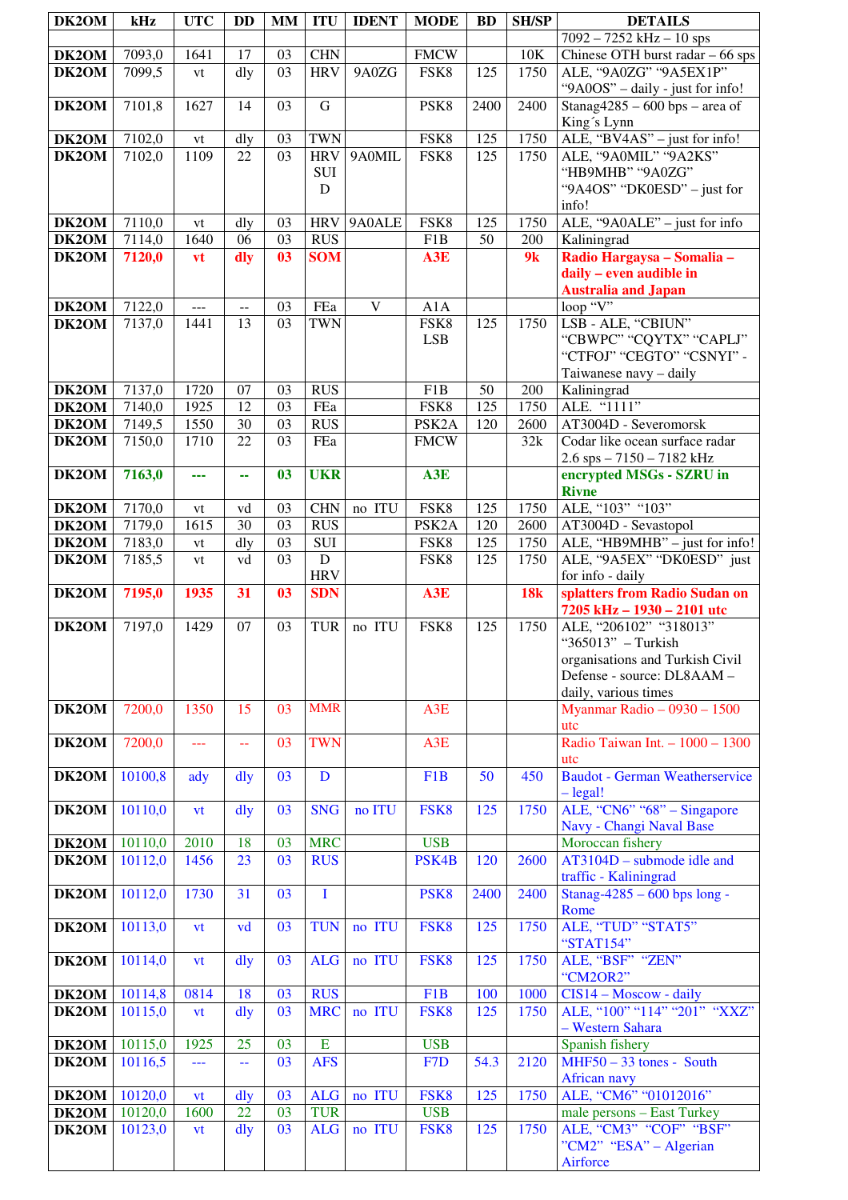| DK2OM | kHz | UTC | DD | MM | ITU | IDENT | MODE | BD | SH/SP | DETAILS |
|---|---|---|---|---|---|---|---|---|---|---|
| | | | | | | | | | | 7092 – 7252 kHz – 10 sps |
| DK2OM | 7093,0 | 1641 | 17 | 03 | CHN | | FMCW | | 10K | Chinese OTH burst radar – 66 sps |
| DK2OM | 7099,5 | vt | dly | 03 | HRV | 9A0ZG | FSK8 | 125 | 1750 | ALE, "9A0ZG" "9A5EX1P" "9A0OS" – daily - just for info! |
| DK2OM | 7101,8 | 1627 | 14 | 03 | G | | PSK8 | 2400 | 2400 | Stanag4285 – 600 bps – area of King´s Lynn |
| DK2OM | 7102,0 | vt | dly | 03 | TWN | | FSK8 | 125 | 1750 | ALE, "BV4AS" – just for info! |
| DK2OM | 7102,0 | 1109 | 22 | 03 | HRV SUI D | 9A0MIL | FSK8 | 125 | 1750 | ALE, "9A0MIL" "9A2KS" "HB9MHB" "9A0ZG" "9A4OS" "DK0ESD" – just for info! |
| DK2OM | 7110,0 | vt | dly | 03 | HRV | 9A0ALE | FSK8 | 125 | 1750 | ALE, "9A0ALE" – just for info |
| DK2OM | 7114,0 | 1640 | 06 | 03 | RUS | | F1B | 50 | 200 | Kaliningrad |
| DK2OM | **7120,0** | **vt** | **dly** | **03** | **SOM** | | **A3E** | | **9k** | **Radio Hargaysa – Somalia – daily – even audible in Australia and Japan** |
| DK2OM | 7122,0 | --- | -- | 03 | FEa | V | A1A | | | loop "V" |
| DK2OM | 7137,0 | 1441 | 13 | 03 | TWN | | FSK8 LSB | 125 | 1750 | LSB - ALE, "CBIUN" "CBWPC" "CQYTX" "CAPLJ" "CTFOJ" "CEGTO" "CSNYI" - Taiwanese navy – daily |
| DK2OM | 7137,0 | 1720 | 07 | 03 | RUS | | F1B | 50 | 200 | Kaliningrad |
| DK2OM | 7140,0 | 1925 | 12 | 03 | FEa | | FSK8 | 125 | 1750 | ALE. "1111" |
| DK2OM | 7149,5 | 1550 | 30 | 03 | RUS | | PSK2A | 120 | 2600 | AT3004D - Severomorsk |
| DK2OM | 7150,0 | 1710 | 22 | 03 | FEa | | FMCW | | 32k | Codar like ocean surface radar 2.6 sps – 7150 – 7182 kHz |
| DK2OM | **7163,0** | **---** | **--** | **03** | **UKR** | | **A3E** | | | **encrypted MSGs - SZRU in Rivne** |
| DK2OM | 7170,0 | vt | vd | 03 | CHN | no ITU | FSK8 | 125 | 1750 | ALE, "103" "103" |
| DK2OM | 7179,0 | 1615 | 30 | 03 | RUS | | PSK2A | 120 | 2600 | AT3004D - Sevastopol |
| DK2OM | 7183,0 | vt | dly | 03 | SUI | | FSK8 | 125 | 1750 | ALE, "HB9MHB" – just for info! |
| DK2OM | 7185,5 | vt | vd | 03 | D HRV | | FSK8 | 125 | 1750 | ALE, "9A5EX" "DK0ESD" just for info - daily |
| DK2OM | **7195,0** | **1935** | **31** | **03** | **SDN** | | **A3E** | | **18k** | **splatters from Radio Sudan on 7205 kHz – 1930 – 2101 utc** |
| DK2OM | 7197,0 | 1429 | 07 | 03 | TUR | no ITU | FSK8 | 125 | 1750 | ALE, "206102" "318013" "365013" – Turkish organisations and Turkish Civil Defense - source: DL8AAM – daily, various times |
| DK2OM | 7200,0 | 1350 | 15 | 03 | MMR | | A3E | | | Myanmar Radio – 0930 – 1500 utc |
| DK2OM | 7200,0 | --- | -- | 03 | TWN | | A3E | | | Radio Taiwan Int. – 1000 – 1300 utc |
| DK2OM | 10100,8 | ady | dly | 03 | D | | F1B | 50 | 450 | Baudot - German Weatherservice – legal! |
| DK2OM | 10110,0 | vt | dly | 03 | SNG | no ITU | FSK8 | 125 | 1750 | ALE, "CN6" "68" – Singapore Navy - Changi Naval Base |
| DK2OM | 10110,0 | 2010 | 18 | 03 | MRC | | USB | | | Moroccan fishery |
| DK2OM | 10112,0 | 1456 | 23 | 03 | RUS | | PSK4B | 120 | 2600 | AT3104D – submode idle and traffic - Kaliningrad |
| DK2OM | 10112,0 | 1730 | 31 | 03 | I | | PSK8 | 2400 | 2400 | Stanag-4285 – 600 bps long - Rome |
| DK2OM | 10113,0 | vt | vd | 03 | TUN | no ITU | FSK8 | 125 | 1750 | ALE, "TUD" "STAT5" "STAT154" |
| DK2OM | 10114,0 | vt | dly | 03 | ALG | no ITU | FSK8 | 125 | 1750 | ALE, "BSF" "ZEN" "CM2OR2" |
| DK2OM | 10114,8 | 0814 | 18 | 03 | RUS | | F1B | 100 | 1000 | CIS14 – Moscow - daily |
| DK2OM | 10115,0 | vt | dly | 03 | MRC | no ITU | FSK8 | 125 | 1750 | ALE, "100" "114" "201" "XXZ" – Western Sahara |
| DK2OM | 10115,0 | 1925 | 25 | 03 | E | | USB | | | Spanish fishery |
| DK2OM | 10116,5 | --- | -- | 03 | AFS | | F7D | 54.3 | 2120 | MHF50 – 33 tones - South African navy |
| DK2OM | 10120,0 | vt | dly | 03 | ALG | no ITU | FSK8 | 125 | 1750 | ALE, "CM6" "01012016" |
| DK2OM | 10120,0 | 1600 | 22 | 03 | TUR | | USB | | | male persons – East Turkey |
| DK2OM | 10123,0 | vt | dly | 03 | ALG | no ITU | FSK8 | 125 | 1750 | ALE, "CM3" "COF" "BSF" "CM2" "ESA" – Algerian Airforce |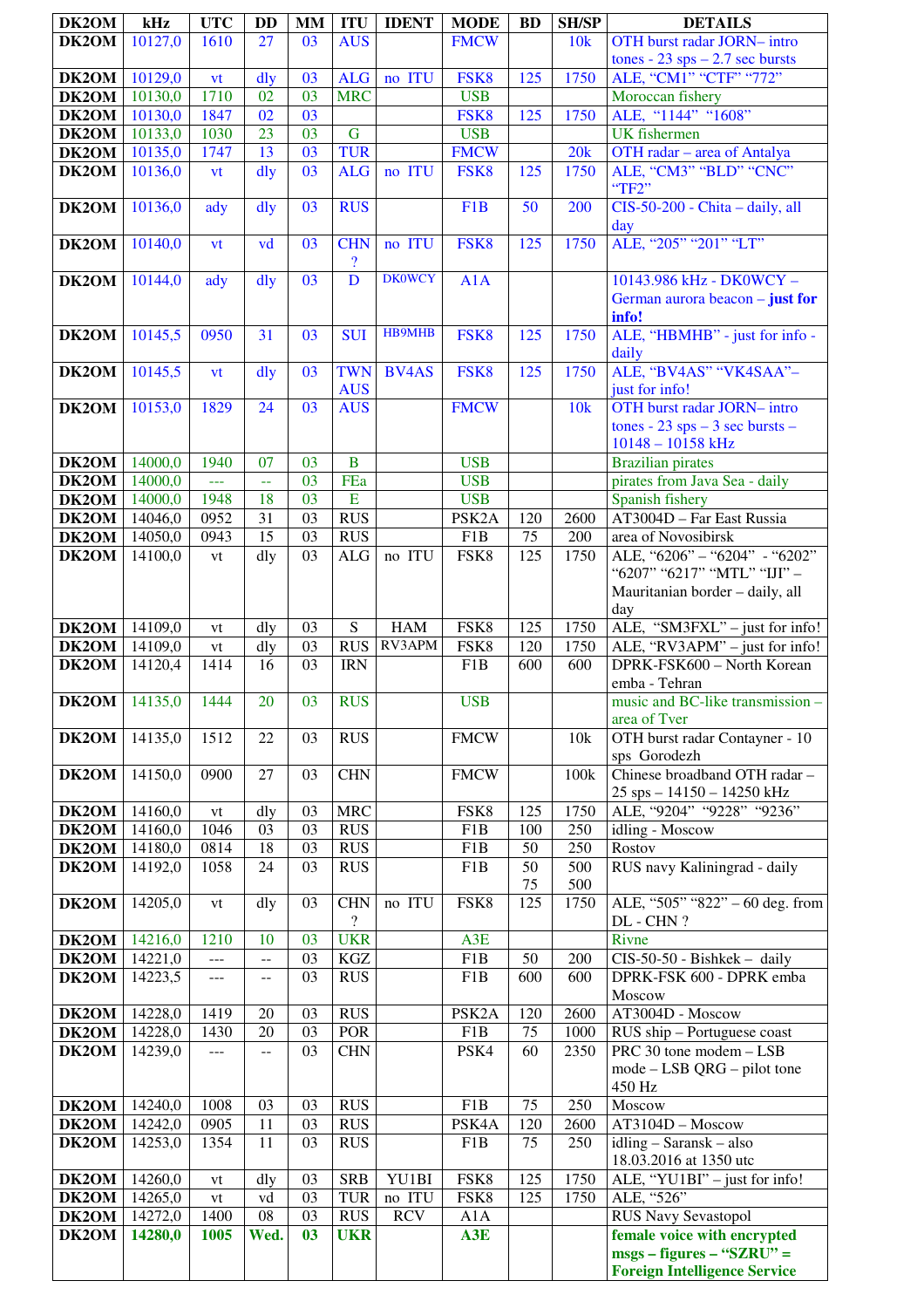| DK2OM | kHz | UTC | DD | MM | ITU | IDENT | MODE | BD | SH/SP | DETAILS |
|---|---|---|---|---|---|---|---|---|---|---|
| DK2OM | 10127,0 | 1610 | 27 | 03 | AUS | | FMCW | | 10k | OTH burst radar JORN– intro tones - 23 sps – 2.7 sec bursts |
| DK2OM | 10129,0 | vt | dly | 03 | ALG | no ITU | FSK8 | 125 | 1750 | ALE, “CM1” “CTF” “772” |
| DK2OM | 10130,0 | 1710 | 02 | 03 | MRC | | USB | | | Moroccan fishery |
| DK2OM | 10130,0 | 1847 | 02 | 03 | | | FSK8 | 125 | 1750 | ALE, “1144” “1608” |
| DK2OM | 10133,0 | 1030 | 23 | 03 | G | | USB | | | UK fishermen |
| DK2OM | 10135,0 | 1747 | 13 | 03 | TUR | | FMCW | | 20k | OTH radar – area of Antalya |
| DK2OM | 10136,0 | vt | dly | 03 | ALG | no ITU | FSK8 | 125 | 1750 | ALE, “CM3” “BLD” “CNC” “TF2” |
| DK2OM | 10136,0 | ady | dly | 03 | RUS | | F1B | 50 | 200 | CIS-50-200 - Chita – daily, all day |
| DK2OM | 10140,0 | vt | vd | 03 | CHN ? | no ITU | FSK8 | 125 | 1750 | ALE, “205” “201” “LT” |
| DK2OM | 10144,0 | ady | dly | 03 | D | DK0WCY | A1A | | | 10143.986 kHz - DK0WCY – German aurora beacon – **just for info!** |
| DK2OM | 10145,5 | 0950 | 31 | 03 | SUI | HB9MHB | FSK8 | 125 | 1750 | ALE, “HBMHB” - just for info - daily |
| DK2OM | 10145,5 | vt | dly | 03 | TWN AUS | BV4AS | FSK8 | 125 | 1750 | ALE, “BV4AS” “VK4SAA”– just for info! |
| DK2OM | 10153,0 | 1829 | 24 | 03 | AUS | | FMCW | | 10k | OTH burst radar JORN– intro tones - 23 sps – 3 sec bursts – 10148 – 10158 kHz |
| DK2OM | 14000,0 | 1940 | 07 | 03 | B | | USB | | | Brazilian pirates |
| DK2OM | 14000,0 | --- | -- | 03 | FEa | | USB | | | pirates from Java Sea - daily |
| DK2OM | 14000,0 | 1948 | 18 | 03 | E | | USB | | | Spanish fishery |
| DK2OM | 14046,0 | 0952 | 31 | 03 | RUS | | PSK2A | 120 | 2600 | AT3004D – Far East Russia |
| DK2OM | 14050,0 | 0943 | 15 | 03 | RUS | | F1B | 75 | 200 | area of Novosibirsk |
| DK2OM | 14100,0 | vt | dly | 03 | ALG | no ITU | FSK8 | 125 | 1750 | ALE, “6206” – “6204” - “6202” “6207” “6217” “MTL” “IJI” – Mauritanian border – daily, all day |
| DK2OM | 14109,0 | vt | dly | 03 | S | HAM | FSK8 | 125 | 1750 | ALE, “SM3FXL” – just for info! |
| DK2OM | 14109,0 | vt | dly | 03 | RUS | RV3APM | FSK8 | 120 | 1750 | ALE, “RV3APM” – just for info! |
| DK2OM | 14120,4 | 1414 | 16 | 03 | IRN | | F1B | 600 | 600 | DPRK-FSK600 – North Korean emba - Tehran |
| DK2OM | 14135,0 | 1444 | 20 | 03 | RUS | | USB | | | music and BC-like transmission – area of Tver |
| DK2OM | 14135,0 | 1512 | 22 | 03 | RUS | | FMCW | | 10k | OTH burst radar Contayner - 10 sps Gorodezh |
| DK2OM | 14150,0 | 0900 | 27 | 03 | CHN | | FMCW | | 100k | Chinese broadband OTH radar – 25 sps – 14150 – 14250 kHz |
| DK2OM | 14160,0 | vt | dly | 03 | MRC | | FSK8 | 125 | 1750 | ALE, “9204” “9228” “9236” |
| DK2OM | 14160,0 | 1046 | 03 | 03 | RUS | | F1B | 100 | 250 | idling - Moscow |
| DK2OM | 14180,0 | 0814 | 18 | 03 | RUS | | F1B | 50 | 250 | Rostov |
| DK2OM | 14192,0 | 1058 | 24 | 03 | RUS | | F1B | 50 75 | 500 500 | RUS navy Kaliningrad - daily |
| DK2OM | 14205,0 | vt | dly | 03 | CHN ? | no ITU | FSK8 | 125 | 1750 | ALE, “505” “822” – 60 deg. from DL - CHN ? |
| DK2OM | 14216,0 | 1210 | 10 | 03 | UKR | | A3E | | | Rivne |
| DK2OM | 14221,0 | --- | -- | 03 | KGZ | | F1B | 50 | 200 | CIS-50-50 - Bishkek – daily |
| DK2OM | 14223,5 | --- | -- | 03 | RUS | | F1B | 600 | 600 | DPRK-FSK 600 - DPRK emba Moscow |
| DK2OM | 14228,0 | 1419 | 20 | 03 | RUS | | PSK2A | 120 | 2600 | AT3004D - Moscow |
| DK2OM | 14228,0 | 1430 | 20 | 03 | POR | | F1B | 75 | 1000 | RUS ship – Portuguese coast |
| DK2OM | 14239,0 | --- | -- | 03 | CHN | | PSK4 | 60 | 2350 | PRC 30 tone modem – LSB mode – LSB QRG – pilot tone 450 Hz |
| DK2OM | 14240,0 | 1008 | 03 | 03 | RUS | | F1B | 75 | 250 | Moscow |
| DK2OM | 14242,0 | 0905 | 11 | 03 | RUS | | PSK4A | 120 | 2600 | AT3104D – Moscow |
| DK2OM | 14253,0 | 1354 | 11 | 03 | RUS | | F1B | 75 | 250 | idling – Saransk – also 18.03.2016 at 1350 utc |
| DK2OM | 14260,0 | vt | dly | 03 | SRB | YU1BI | FSK8 | 125 | 1750 | ALE, “YU1BI” – just for info! |
| DK2OM | 14265,0 | vt | vd | 03 | TUR | no ITU | FSK8 | 125 | 1750 | ALE, “526” |
| DK2OM | 14272,0 | 1400 | 08 | 03 | RUS | RCV | A1A | | | RUS Navy Sevastopol |
| DK2OM | **14280,0** | **1005** | **Wed.** | **03** | **UKR** | | **A3E** | | | **female voice with encrypted msgs – figures – “SZRU” = Foreign Intelligence Service** |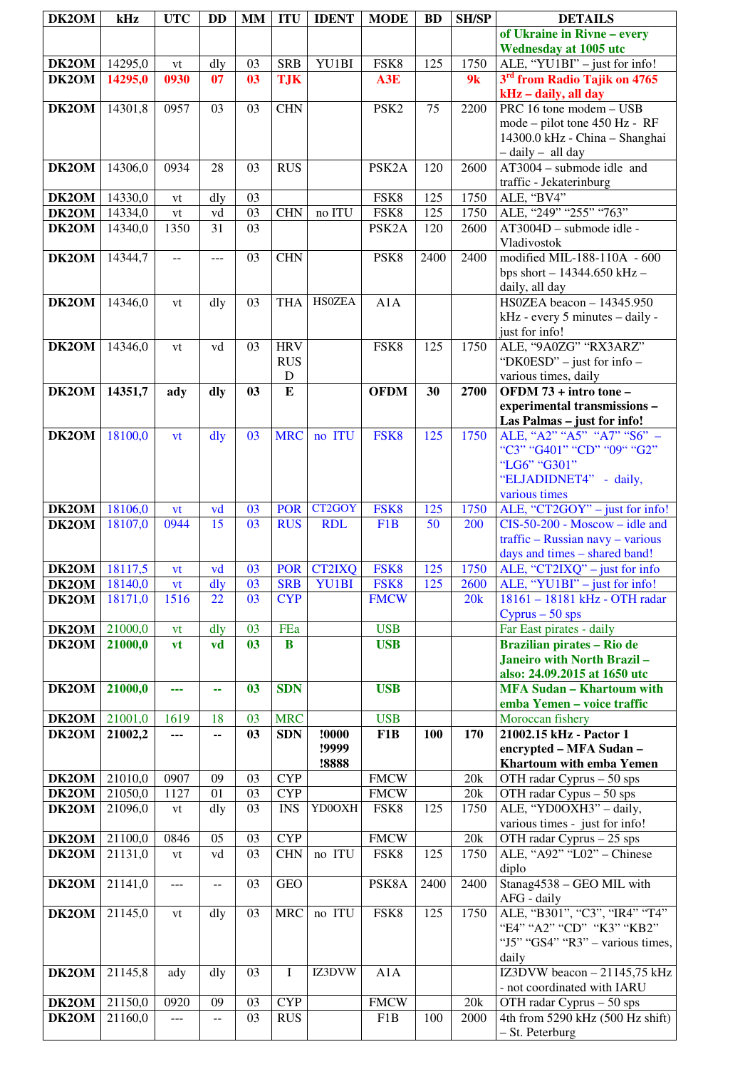| DK2OM | kHz | UTC | DD | MM | ITU | IDENT | MODE | BD | SH/SP | DETAILS |
|---|---|---|---|---|---|---|---|---|---|---|
| | | | | | | | | | | **of Ukraine in Rivne – every Wednesday at 1005 utc** |
| **DK2OM** | 14295,0 | vt | dly | 03 | SRB | YU1BI | FSK8 | 125 | 1750 | ALE, "YU1BI" – just for info! |
| **DK2OM** | **14295,0** | **0930** | **07** | **03** | **TJK** | | **A3E** | | **9k** | **3rd from Radio Tajik on 4765 kHz – daily, all day** |
| **DK2OM** | 14301,8 | 0957 | 03 | 03 | CHN | | PSK2 | 75 | 2200 | PRC 16 tone modem – USB mode – pilot tone 450 Hz - RF 14300.0 kHz - China – Shanghai – daily – all day |
| **DK2OM** | 14306,0 | 0934 | 28 | 03 | RUS | | PSK2A | 120 | 2600 | AT3004 – submode idle and traffic - Jekaterinburg |
| **DK2OM** | 14330,0 | vt | dly | 03 | | | FSK8 | 125 | 1750 | ALE, "BV4" |
| **DK2OM** | 14334,0 | vt | vd | 03 | CHN | no ITU | FSK8 | 125 | 1750 | ALE, "249" "255" "763" |
| **DK2OM** | 14340,0 | 1350 | 31 | 03 | | | PSK2A | 120 | 2600 | AT3004D – submode idle - Vladivostok |
| **DK2OM** | 14344,7 | -- | --- | 03 | CHN | | PSK8 | 2400 | 2400 | modified MIL-188-110A - 600 bps short – 14344.650 kHz – daily, all day |
| **DK2OM** | 14346,0 | vt | dly | 03 | THA | HS0ZEA | A1A | | | HS0ZEA beacon – 14345.950 kHz - every 5 minutes – daily - just for info! |
| **DK2OM** | 14346,0 | vt | vd | 03 | HRV RUS D | | FSK8 | 125 | 1750 | ALE, "9A0ZG" "RX3ARZ" "DK0ESD" – just for info – various times, daily |
| **DK2OM** | **14351,7** | **ady** | **dly** | **03** | **E** | | **OFDM** | **30** | **2700** | **OFDM 73 + intro tone – experimental transmissions – Las Palmas – just for info!** |
| **DK2OM** | 18100,0 | vt | dly | 03 | MRC | no ITU | FSK8 | 125 | 1750 | ALE, "A2" "A5" "A7" "S6" – "C3" "G401" "CD" "09" "G2" "LG6" "G301" "ELJADIDNET4" - daily, various times |
| **DK2OM** | 18106,0 | vt | vd | 03 | POR | CT2GOY | FSK8 | 125 | 1750 | ALE, "CT2GOY" – just for info! |
| **DK2OM** | 18107,0 | 0944 | 15 | 03 | RUS | RDL | F1B | 50 | 200 | CIS-50-200 - Moscow – idle and traffic – Russian navy – various days and times – shared band! |
| **DK2OM** | 18117,5 | vt | vd | 03 | POR | CT2IXQ | FSK8 | 125 | 1750 | ALE, "CT2IXQ" – just for info |
| **DK2OM** | 18140,0 | vt | dly | 03 | SRB | YU1BI | FSK8 | 125 | 2600 | ALE, "YU1BI" – just for info! |
| **DK2OM** | 18171,0 | 1516 | 22 | 03 | CYP | | FMCW | | 20k | 18161 – 18181 kHz - OTH radar Cyprus – 50 sps |
| **DK2OM** | 21000,0 | vt | dly | 03 | FEa | | USB | | | Far East pirates - daily |
| **DK2OM** | **21000,0** | **vt** | **vd** | **03** | **B** | | **USB** | | | **Brazilian pirates – Rio de Janeiro with North Brazil – also: 24.09.2015 at 1650 utc** |
| **DK2OM** | **21000,0** | **---** | **--** | **03** | **SDN** | | **USB** | | | **MFA Sudan – Khartoum with emba Yemen – voice traffic** |
| **DK2OM** | 21001,0 | 1619 | 18 | 03 | MRC | | USB | | | Moroccan fishery |
| **DK2OM** | **21002,2** | **---** | **--** | **03** | **SDN** | **!0000 !9999 !8888** | **F1B** | **100** | **170** | **21002.15 kHz - Pactor 1 encrypted – MFA Sudan – Khartoum with emba Yemen** |
| **DK2OM** | 21010,0 | 0907 | 09 | 03 | CYP | | FMCW | | 20k | OTH radar Cyprus – 50 sps |
| **DK2OM** | 21050,0 | 1127 | 01 | 03 | CYP | | FMCW | | 20k | OTH radar Cypus – 50 sps |
| **DK2OM** | 21096,0 | vt | dly | 03 | INS | YD0OXH | FSK8 | 125 | 1750 | ALE, "YD0OXH3" – daily, various times - just for info! |
| **DK2OM** | 21100,0 | 0846 | 05 | 03 | CYP | | FMCW | | 20k | OTH radar Cyprus – 25 sps |
| **DK2OM** | 21131,0 | vt | vd | 03 | CHN | no ITU | FSK8 | 125 | 1750 | ALE, "A92" "L02" – Chinese diplo |
| **DK2OM** | 21141,0 | --- | -- | 03 | GEO | | PSK8A | 2400 | 2400 | Stanag4538 – GEO MIL with AFG - daily |
| **DK2OM** | 21145,0 | vt | dly | 03 | MRC | no ITU | FSK8 | 125 | 1750 | ALE, "B301", "C3", "IR4" "T4" "E4" "A2" "CD" "K3" "KB2" "J5" "GS4" "R3" – various times, daily |
| **DK2OM** | 21145,8 | ady | dly | 03 | I | IZ3DVW | A1A | | | IZ3DVW beacon – 21145,75 kHz - not coordinated with IARU |
| **DK2OM** | 21150,0 | 0920 | 09 | 03 | CYP | | FMCW | | 20k | OTH radar Cyprus – 50 sps |
| **DK2OM** | 21160,0 | --- | -- | 03 | RUS | | F1B | 100 | 2000 | 4th from 5290 kHz (500 Hz shift) – St. Peterburg |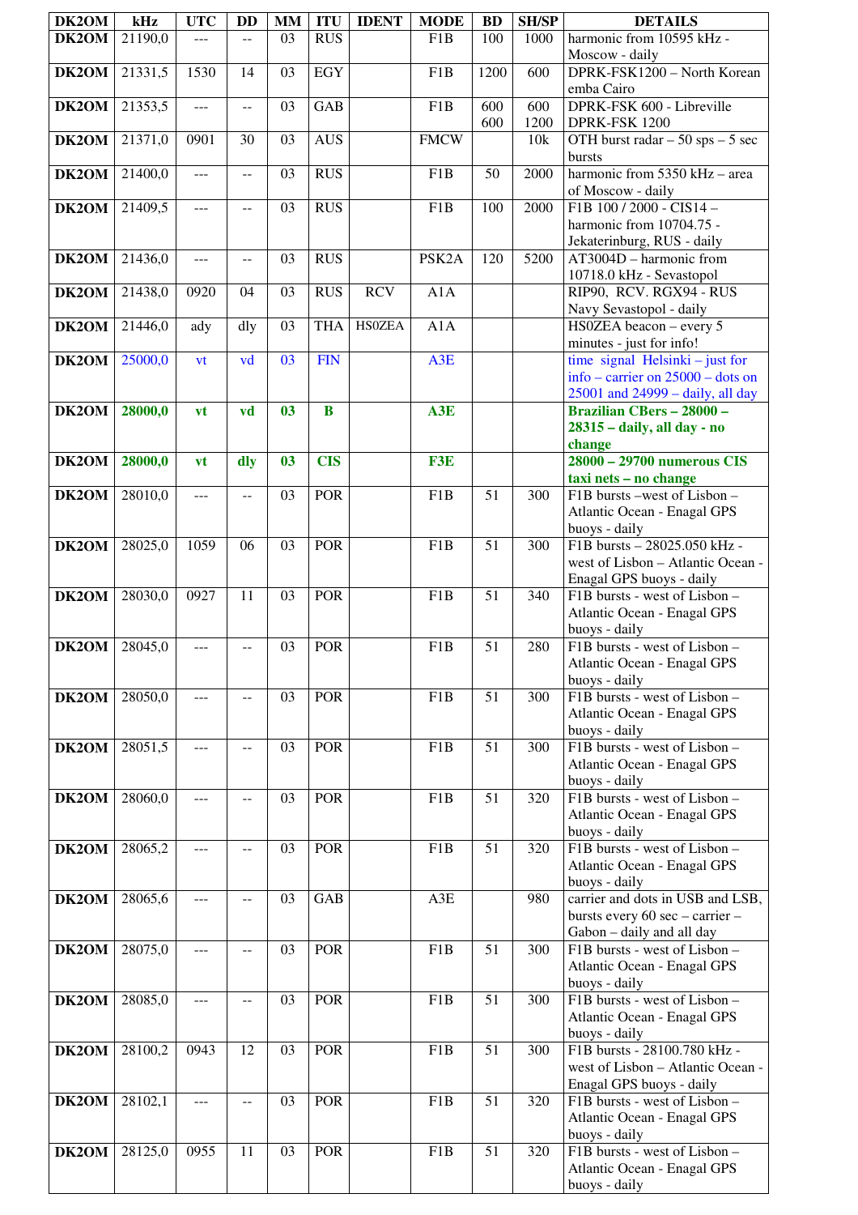| DK2OM | kHz | UTC | DD | MM | ITU | IDENT | MODE | BD | SH/SP | DETAILS |
|---|---|---|---|---|---|---|---|---|---|---|
| DK2OM | 21190,0 | --- | -- | 03 | RUS | | F1B | 100 | 1000 | harmonic from 10595 kHz - Moscow - daily |
| DK2OM | 21331,5 | 1530 | 14 | 03 | EGY | | F1B | 1200 | 600 | DPRK-FSK1200 – North Korean emba Cairo |
| DK2OM | 21353,5 | --- | -- | 03 | GAB | | F1B | 600 600 | 600 1200 | DPRK-FSK 600 - Libreville DPRK-FSK 1200 |
| DK2OM | 21371,0 | 0901 | 30 | 03 | AUS | | FMCW | | 10k | OTH burst radar – 50 sps – 5 sec bursts |
| DK2OM | 21400,0 | --- | -- | 03 | RUS | | F1B | 50 | 2000 | harmonic from 5350 kHz – area of Moscow - daily |
| DK2OM | 21409,5 | --- | -- | 03 | RUS | | F1B | 100 | 2000 | F1B 100 / 2000 - CIS14 – harmonic from 10704.75 - Jekaterinburg, RUS - daily |
| DK2OM | 21436,0 | --- | -- | 03 | RUS | | PSK2A | 120 | 5200 | AT3004D – harmonic from 10718.0 kHz - Sevastopol |
| DK2OM | 21438,0 | 0920 | 04 | 03 | RUS | RCV | A1A | | | RIP90, RCV. RGX94 - RUS Navy Sevastopol - daily |
| DK2OM | 21446,0 | ady | dly | 03 | THA | HS0ZEA | A1A | | | HS0ZEA beacon – every 5 minutes - just for info! |
| DK2OM | 25000,0 | vt | vd | 03 | FIN | | A3E | | | time signal Helsinki – just for info – carrier on 25000 – dots on 25001 and 24999 – daily, all day |
| DK2OM | **28000,0** | **vt** | **vd** | **03** | **B** | | **A3E** | | | **Brazilian CBers – 28000 – 28315 – daily, all day - no change** |
| DK2OM | **28000,0** | **vt** | **dly** | **03** | **CIS** | | **F3E** | | | **28000 – 29700 numerous CIS taxi nets – no change** |
| DK2OM | 28010,0 | --- | -- | 03 | POR | | F1B | 51 | 300 | F1B bursts –west of Lisbon – Atlantic Ocean - Enagal GPS buoys - daily |
| DK2OM | 28025,0 | 1059 | 06 | 03 | POR | | F1B | 51 | 300 | F1B bursts – 28025.050 kHz - west of Lisbon – Atlantic Ocean - Enagal GPS buoys - daily |
| DK2OM | 28030,0 | 0927 | 11 | 03 | POR | | F1B | 51 | 340 | F1B bursts - west of Lisbon – Atlantic Ocean - Enagal GPS buoys - daily |
| DK2OM | 28045,0 | --- | -- | 03 | POR | | F1B | 51 | 280 | F1B bursts - west of Lisbon – Atlantic Ocean - Enagal GPS buoys - daily |
| DK2OM | 28050,0 | --- | -- | 03 | POR | | F1B | 51 | 300 | F1B bursts - west of Lisbon – Atlantic Ocean - Enagal GPS buoys - daily |
| DK2OM | 28051,5 | --- | -- | 03 | POR | | F1B | 51 | 300 | F1B bursts - west of Lisbon – Atlantic Ocean - Enagal GPS buoys - daily |
| DK2OM | 28060,0 | --- | -- | 03 | POR | | F1B | 51 | 320 | F1B bursts - west of Lisbon – Atlantic Ocean - Enagal GPS buoys - daily |
| DK2OM | 28065,2 | --- | -- | 03 | POR | | F1B | 51 | 320 | F1B bursts - west of Lisbon – Atlantic Ocean - Enagal GPS buoys - daily |
| DK2OM | 28065,6 | --- | -- | 03 | GAB | | A3E | | 980 | carrier and dots in USB and LSB, bursts every 60 sec – carrier – Gabon – daily and all day |
| DK2OM | 28075,0 | --- | -- | 03 | POR | | F1B | 51 | 300 | F1B bursts - west of Lisbon – Atlantic Ocean - Enagal GPS buoys - daily |
| DK2OM | 28085,0 | --- | -- | 03 | POR | | F1B | 51 | 300 | F1B bursts - west of Lisbon – Atlantic Ocean - Enagal GPS buoys - daily |
| DK2OM | 28100,2 | 0943 | 12 | 03 | POR | | F1B | 51 | 300 | F1B bursts - 28100.780 kHz - west of Lisbon – Atlantic Ocean - Enagal GPS buoys - daily |
| DK2OM | 28102,1 | --- | -- | 03 | POR | | F1B | 51 | 320 | F1B bursts - west of Lisbon – Atlantic Ocean - Enagal GPS buoys - daily |
| DK2OM | 28125,0 | 0955 | 11 | 03 | POR | | F1B | 51 | 320 | F1B bursts - west of Lisbon – Atlantic Ocean - Enagal GPS buoys - daily |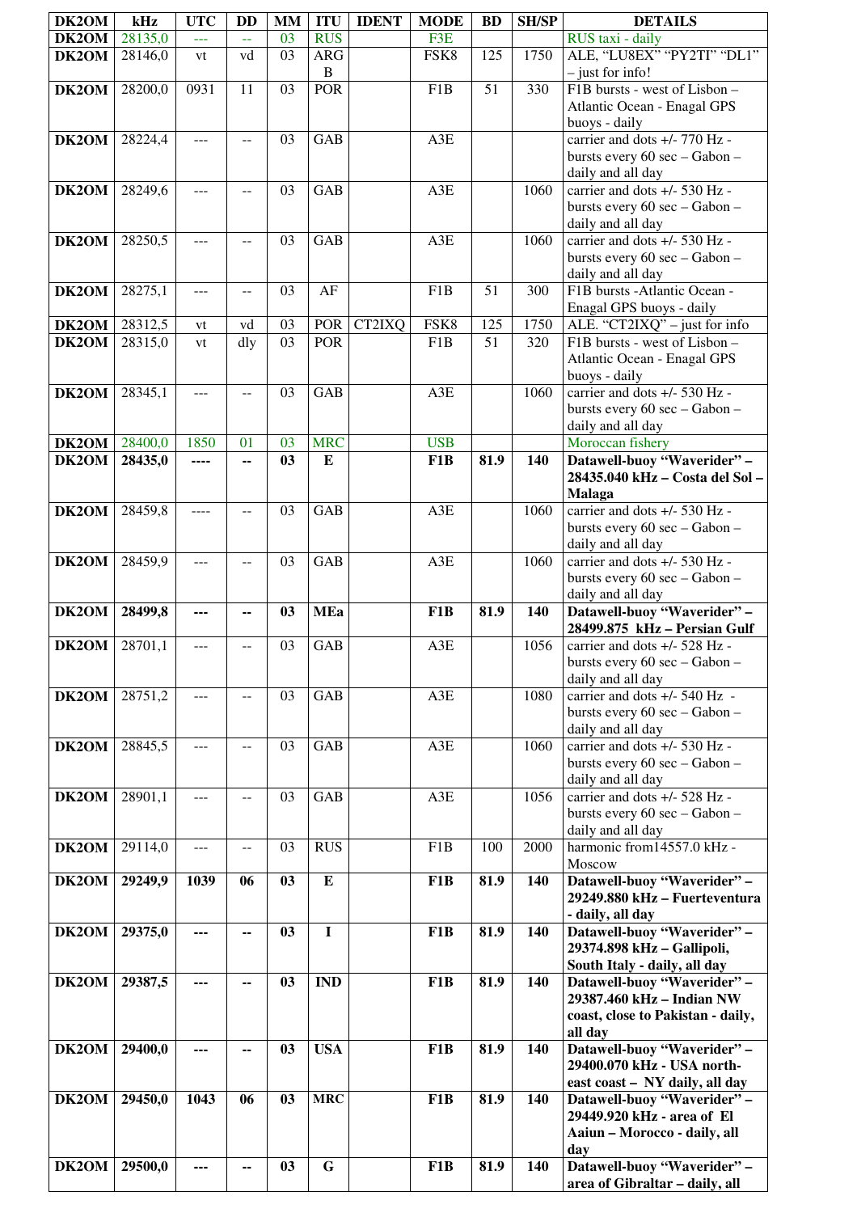| DK2OM | kHz | UTC | DD | MM | ITU | IDENT | MODE | BD | SH/SP | DETAILS |
|---|---|---|---|---|---|---|---|---|---|---|
| **DK2OM** | 28135,0 | --- | -- | 03 | RUS | | F3E | | | RUS taxi - daily |
| **DK2OM** | 28146,0 | vt | vd | 03 | ARG B | | FSK8 | 125 | 1750 | ALE, "LU8EX" "PY2TI" "DL1" – just for info! |
| **DK2OM** | 28200,0 | 0931 | 11 | 03 | POR | | F1B | 51 | 330 | F1B bursts - west of Lisbon – Atlantic Ocean - Enagal GPS buoys - daily |
| **DK2OM** | 28224,4 | --- | -- | 03 | GAB | | A3E | | | carrier and dots +/- 770 Hz - bursts every 60 sec – Gabon – daily and all day |
| **DK2OM** | 28249,6 | --- | -- | 03 | GAB | | A3E | | 1060 | carrier and dots +/- 530 Hz - bursts every 60 sec – Gabon – daily and all day |
| **DK2OM** | 28250,5 | --- | -- | 03 | GAB | | A3E | | 1060 | carrier and dots +/- 530 Hz - bursts every 60 sec – Gabon – daily and all day |
| **DK2OM** | 28275,1 | --- | -- | 03 | AF | | F1B | 51 | 300 | F1B bursts -Atlantic Ocean - Enagal GPS buoys - daily |
| **DK2OM** | 28312,5 | vt | vd | 03 | POR | CT2IXQ | FSK8 | 125 | 1750 | ALE. "CT2IXQ" – just for info |
| **DK2OM** | 28315,0 | vt | dly | 03 | POR | | F1B | 51 | 320 | F1B bursts - west of Lisbon – Atlantic Ocean - Enagal GPS buoys - daily |
| **DK2OM** | 28345,1 | --- | -- | 03 | GAB | | A3E | | 1060 | carrier and dots +/- 530 Hz - bursts every 60 sec – Gabon – daily and all day |
| **DK2OM** | 28400,0 | 1850 | 01 | 03 | MRC | | USB | | | Moroccan fishery |
| **DK2OM** | **28435,0** | **----** | **--** | **03** | **E** | | **F1B** | **81.9** | **140** | **Datawell-buoy "Waverider" – 28435.040 kHz – Costa del Sol – Malaga** |
| **DK2OM** | 28459,8 | ---- | -- | 03 | GAB | | A3E | | 1060 | carrier and dots +/- 530 Hz - bursts every 60 sec – Gabon – daily and all day |
| **DK2OM** | 28459,9 | --- | -- | 03 | GAB | | A3E | | 1060 | carrier and dots +/- 530 Hz - bursts every 60 sec – Gabon – daily and all day |
| **DK2OM** | **28499,8** | **---** | **--** | **03** | **MEa** | | **F1B** | **81.9** | **140** | **Datawell-buoy "Waverider" – 28499.875 kHz – Persian Gulf** |
| **DK2OM** | 28701,1 | --- | -- | 03 | GAB | | A3E | | 1056 | carrier and dots +/- 528 Hz - bursts every 60 sec – Gabon – daily and all day |
| **DK2OM** | 28751,2 | --- | -- | 03 | GAB | | A3E | | 1080 | carrier and dots +/- 540 Hz - bursts every 60 sec – Gabon – daily and all day |
| **DK2OM** | 28845,5 | --- | -- | 03 | GAB | | A3E | | 1060 | carrier and dots +/- 530 Hz - bursts every 60 sec – Gabon – daily and all day |
| **DK2OM** | 28901,1 | --- | -- | 03 | GAB | | A3E | | 1056 | carrier and dots +/- 528 Hz - bursts every 60 sec – Gabon – daily and all day |
| **DK2OM** | 29114,0 | --- | -- | 03 | RUS | | F1B | 100 | 2000 | harmonic from14557.0 kHz - Moscow |
| **DK2OM** | **29249,9** | **1039** | **06** | **03** | **E** | | **F1B** | **81.9** | **140** | **Datawell-buoy "Waverider" – 29249.880 kHz – Fuerteventura - daily, all day** |
| **DK2OM** | **29375,0** | **---** | **--** | **03** | **I** | | **F1B** | **81.9** | **140** | **Datawell-buoy "Waverider" – 29374.898 kHz – Gallipoli, South Italy - daily, all day** |
| **DK2OM** | **29387,5** | **---** | **--** | **03** | **IND** | | **F1B** | **81.9** | **140** | **Datawell-buoy "Waverider" – 29387.460 kHz – Indian NW coast, close to Pakistan - daily, all day** |
| **DK2OM** | **29400,0** | **---** | **--** | **03** | **USA** | | **F1B** | **81.9** | **140** | **Datawell-buoy "Waverider" – 29400.070 kHz - USA north-east coast – NY daily, all day** |
| **DK2OM** | **29450,0** | **1043** | **06** | **03** | **MRC** | | **F1B** | **81.9** | **140** | **Datawell-buoy "Waverider" – 29449.920 kHz - area of El Aaiun – Morocco - daily, all day** |
| **DK2OM** | **29500,0** | **---** | **--** | **03** | **G** | | **F1B** | **81.9** | **140** | **Datawell-buoy "Waverider" – area of Gibraltar – daily, all** |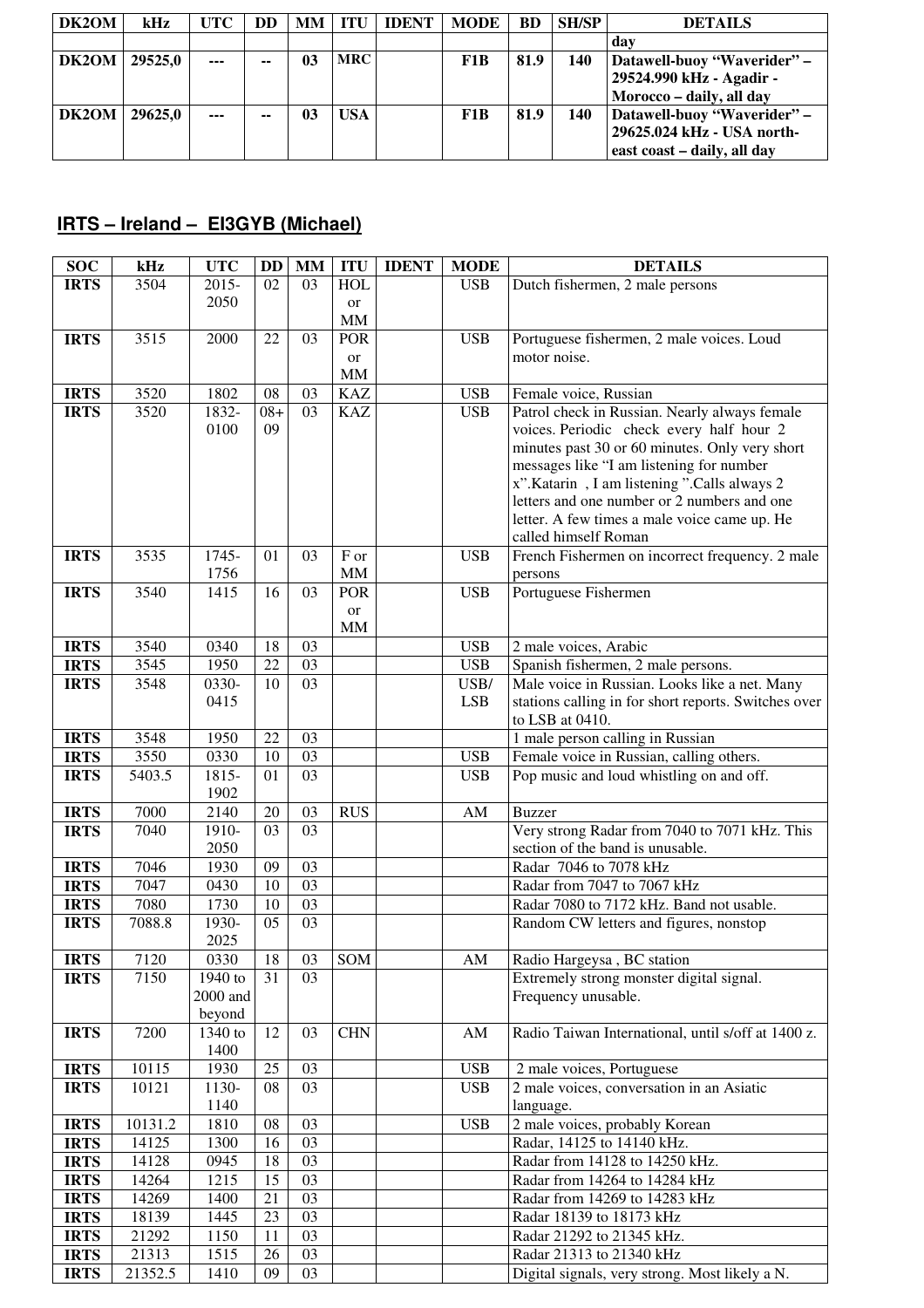| DK2OM | kHz | UTC | DD | MM | ITU | IDENT | MODE | BD | SH/SP | DETAILS |
|---|---|---|---|---|---|---|---|---|---|---|
| | | | | | | | | | | day |
| **DK2OM** | **29525,0** | **---** | **--** | **03** | **MRC** | | **F1B** | **81.9** | **140** | **Datawell-buoy "Waverider" – 29524.990 kHz - Agadir - Morocco – daily, all day** |
| **DK2OM** | **29625,0** | **---** | **--** | **03** | **USA** | | **F1B** | **81.9** | **140** | **Datawell-buoy "Waverider" – 29625.024 kHz - USA north-east coast – daily, all day** |

## IRTS – Ireland – EI3GYB (Michael)

| SOC | kHz | UTC | DD | MM | ITU | IDENT | MODE | DETAILS |
|---|---|---|---|---|---|---|---|---|
| **IRTS** | 3504 | 2015-2050 | 02 | 03 | HOL or MM | | USB | Dutch fishermen, 2 male persons |
| **IRTS** | 3515 | 2000 | 22 | 03 | POR or MM | | USB | Portuguese fishermen, 2 male voices. Loud motor noise. |
| **IRTS** | 3520 | 1802 | 08 | 03 | KAZ | | USB | Female voice, Russian |
| **IRTS** | 3520 | 1832-0100 | 08+09 | 03 | KAZ | | USB | Patrol check in Russian. Nearly always female voices. Periodic check every half hour 2 minutes past 30 or 60 minutes. Only very short messages like "I am listening for number x".Katarin , I am listening ".Calls always 2 letters and one number or 2 numbers and one letter. A few times a male voice came up. He called himself Roman |
| **IRTS** | 3535 | 1745-1756 | 01 | 03 | F or MM | | USB | French Fishermen on incorrect frequency. 2 male persons |
| **IRTS** | 3540 | 1415 | 16 | 03 | POR or MM | | USB | Portuguese Fishermen |
| **IRTS** | 3540 | 0340 | 18 | 03 | | | USB | 2 male voices, Arabic |
| **IRTS** | 3545 | 1950 | 22 | 03 | | | USB | Spanish fishermen, 2 male persons. |
| **IRTS** | 3548 | 0330-0415 | 10 | 03 | | | USB/LSB | Male voice in Russian. Looks like a net. Many stations calling in for short reports. Switches over to LSB at 0410. |
| **IRTS** | 3548 | 1950 | 22 | 03 | | | | 1 male person calling in Russian |
| **IRTS** | 3550 | 0330 | 10 | 03 | | | USB | Female voice in Russian, calling others. |
| **IRTS** | 5403.5 | 1815-1902 | 01 | 03 | | | USB | Pop music and loud whistling on and off. |
| **IRTS** | 7000 | 2140 | 20 | 03 | RUS | | AM | Buzzer |
| **IRTS** | 7040 | 1910-2050 | 03 | 03 | | | | Very strong Radar from 7040 to 7071 kHz. This section of the band is unusable. |
| **IRTS** | 7046 | 1930 | 09 | 03 | | | | Radar 7046 to 7078 kHz |
| **IRTS** | 7047 | 0430 | 10 | 03 | | | | Radar from 7047 to 7067 kHz |
| **IRTS** | 7080 | 1730 | 10 | 03 | | | | Radar 7080 to 7172 kHz. Band not usable. |
| **IRTS** | 7088.8 | 1930-2025 | 05 | 03 | | | | Random CW letters and figures, nonstop |
| **IRTS** | 7120 | 0330 | 18 | 03 | SOM | | AM | Radio Hargeysa , BC station |
| **IRTS** | 7150 | 1940 to 2000 and beyond | 31 | 03 | | | | Extremely strong monster digital signal. Frequency unusable. |
| **IRTS** | 7200 | 1340 to 1400 | 12 | 03 | CHN | | AM | Radio Taiwan International, until s/off at 1400 z. |
| **IRTS** | 10115 | 1930 | 25 | 03 | | | USB | 2 male voices, Portuguese |
| **IRTS** | 10121 | 1130-1140 | 08 | 03 | | | USB | 2 male voices, conversation in an Asiatic language. |
| **IRTS** | 10131.2 | 1810 | 08 | 03 | | | USB | 2 male voices, probably Korean |
| **IRTS** | 14125 | 1300 | 16 | 03 | | | | Radar, 14125 to 14140 kHz. |
| **IRTS** | 14128 | 0945 | 18 | 03 | | | | Radar from 14128 to 14250 kHz. |
| **IRTS** | 14264 | 1215 | 15 | 03 | | | | Radar from 14264 to 14284 kHz |
| **IRTS** | 14269 | 1400 | 21 | 03 | | | | Radar from 14269 to 14283 kHz |
| **IRTS** | 18139 | 1445 | 23 | 03 | | | | Radar 18139 to 18173 kHz |
| **IRTS** | 21292 | 1150 | 11 | 03 | | | | Radar 21292 to 21345 kHz. |
| **IRTS** | 21313 | 1515 | 26 | 03 | | | | Radar 21313 to 21340 kHz |
| **IRTS** | 21352.5 | 1410 | 09 | 03 | | | | Digital signals, very strong. Most likely a N. |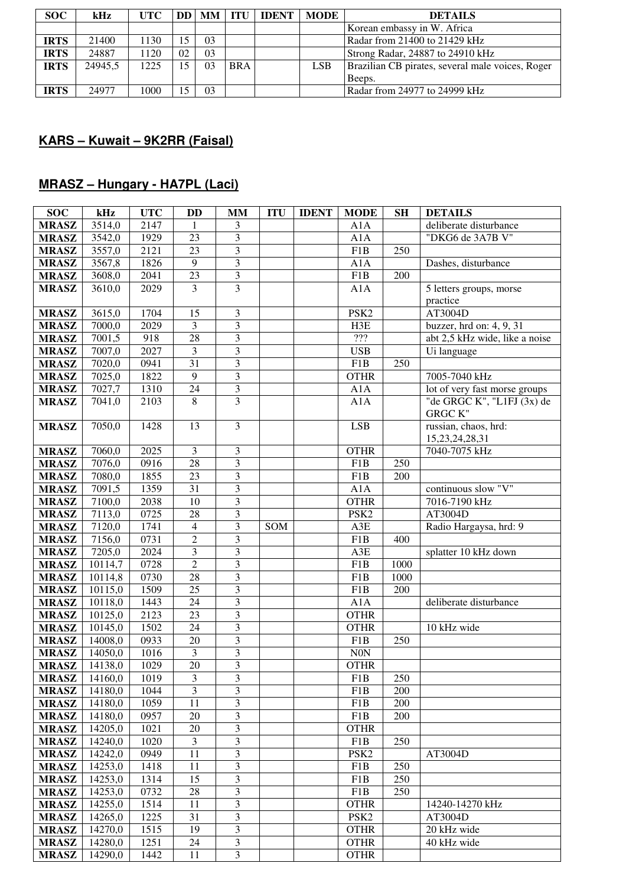| SOC | kHz | UTC | DD | MM | ITU | IDENT | MODE | DETAILS |
|---|---|---|---|---|---|---|---|---|
| | | | | | | | | Korean embassy in W. Africa |
| **IRTS** | 21400 | 1130 | 15 | 03 | | | | Radar from 21400 to 21429 kHz |
| **IRTS** | 24887 | 1120 | 02 | 03 | | | | Strong Radar, 24887 to 24910 kHz |
| **IRTS** | 24945,5 | 1225 | 15 | 03 | BRA | | LSB | Brazilian CB pirates, several male voices, Roger Beeps. |
| **IRTS** | 24977 | 1000 | 15 | 03 | | | | Radar from 24977 to 24999 kHz |

## KARS – Kuwait – 9K2RR (Faisal)

## MRASZ – Hungary - HA7PL (Laci)

| SOC | kHz | UTC | DD | MM | ITU | IDENT | MODE | SH | DETAILS |
|---|---|---|---|---|---|---|---|---|---|
| **MRASZ** | 3514,0 | 2147 | 1 | 3 | | | A1A | | deliberate disturbance |
| **MRASZ** | 3542,0 | 1929 | 23 | 3 | | | A1A | | "DKG6 de 3A7B V" |
| **MRASZ** | 3557,0 | 2121 | 23 | 3 | | | F1B | 250 | |
| **MRASZ** | 3567,8 | 1826 | 9 | 3 | | | A1A | | Dashes, disturbance |
| **MRASZ** | 3608,0 | 2041 | 23 | 3 | | | F1B | 200 | |
| **MRASZ** | 3610,0 | 2029 | 3 | 3 | | | A1A | | 5 letters groups, morse practice |
| **MRASZ** | 3615,0 | 1704 | 15 | 3 | | | PSK2 | | AT3004D |
| **MRASZ** | 7000,0 | 2029 | 3 | 3 | | | H3E | | buzzer, hrd on: 4, 9, 31 |
| **MRASZ** | 7001,5 | 918 | 28 | 3 | | | ??? | | abt 2,5 kHz wide, like a noise |
| **MRASZ** | 7007,0 | 2027 | 3 | 3 | | | USB | | Ui language |
| **MRASZ** | 7020,0 | 0941 | 31 | 3 | | | F1B | 250 | |
| **MRASZ** | 7025,0 | 1822 | 9 | 3 | | | OTHR | | 7005-7040 kHz |
| **MRASZ** | 7027,7 | 1310 | 24 | 3 | | | A1A | | lot of very fast morse groups |
| **MRASZ** | 7041,0 | 2103 | 8 | 3 | | | A1A | | "de GRGC K", "L1FJ (3x) de GRGC K" |
| **MRASZ** | 7050,0 | 1428 | 13 | 3 | | | LSB | | russian, chaos, hrd: 15,23,24,28,31 |
| **MRASZ** | 7060,0 | 2025 | 3 | 3 | | | OTHR | | 7040-7075 kHz |
| **MRASZ** | 7076,0 | 0916 | 28 | 3 | | | F1B | 250 | |
| **MRASZ** | 7080,0 | 1855 | 23 | 3 | | | F1B | 200 | |
| **MRASZ** | 7091,5 | 1359 | 31 | 3 | | | A1A | | continuous slow "V" |
| **MRASZ** | 7100,0 | 2038 | 10 | 3 | | | OTHR | | 7016-7190 kHz |
| **MRASZ** | 7113,0 | 0725 | 28 | 3 | | | PSK2 | | AT3004D |
| **MRASZ** | 7120,0 | 1741 | 4 | 3 | SOM | | A3E | | Radio Hargaysa, hrd: 9 |
| **MRASZ** | 7156,0 | 0731 | 2 | 3 | | | F1B | 400 | |
| **MRASZ** | 7205,0 | 2024 | 3 | 3 | | | A3E | | splatter 10 kHz down |
| **MRASZ** | 10114,7 | 0728 | 2 | 3 | | | F1B | 1000 | |
| **MRASZ** | 10114,8 | 0730 | 28 | 3 | | | F1B | 1000 | |
| **MRASZ** | 10115,0 | 1509 | 25 | 3 | | | F1B | 200 | |
| **MRASZ** | 10118,0 | 1443 | 24 | 3 | | | A1A | | deliberate disturbance |
| **MRASZ** | 10125,0 | 2123 | 23 | 3 | | | OTHR | | |
| **MRASZ** | 10145,0 | 1502 | 24 | 3 | | | OTHR | | 10 kHz wide |
| **MRASZ** | 14008,0 | 0933 | 20 | 3 | | | F1B | 250 | |
| **MRASZ** | 14050,0 | 1016 | 3 | 3 | | | N0N | | |
| **MRASZ** | 14138,0 | 1029 | 20 | 3 | | | OTHR | | |
| **MRASZ** | 14160,0 | 1019 | 3 | 3 | | | F1B | 250 | |
| **MRASZ** | 14180,0 | 1044 | 3 | 3 | | | F1B | 200 | |
| **MRASZ** | 14180,0 | 1059 | 11 | 3 | | | F1B | 200 | |
| **MRASZ** | 14180,0 | 0957 | 20 | 3 | | | F1B | 200 | |
| **MRASZ** | 14205,0 | 1021 | 20 | 3 | | | OTHR | | |
| **MRASZ** | 14240,0 | 1020 | 3 | 3 | | | F1B | 250 | |
| **MRASZ** | 14242,0 | 0949 | 11 | 3 | | | PSK2 | | AT3004D |
| **MRASZ** | 14253,0 | 1418 | 11 | 3 | | | F1B | 250 | |
| **MRASZ** | 14253,0 | 1314 | 15 | 3 | | | F1B | 250 | |
| **MRASZ** | 14253,0 | 0732 | 28 | 3 | | | F1B | 250 | |
| **MRASZ** | 14255,0 | 1514 | 11 | 3 | | | OTHR | | 14240-14270 kHz |
| **MRASZ** | 14265,0 | 1225 | 31 | 3 | | | PSK2 | | AT3004D |
| **MRASZ** | 14270,0 | 1515 | 19 | 3 | | | OTHR | | 20 kHz wide |
| **MRASZ** | 14280,0 | 1251 | 24 | 3 | | | OTHR | | 40 kHz wide |
| **MRASZ** | 14290,0 | 1442 | 11 | 3 | | | OTHR | | |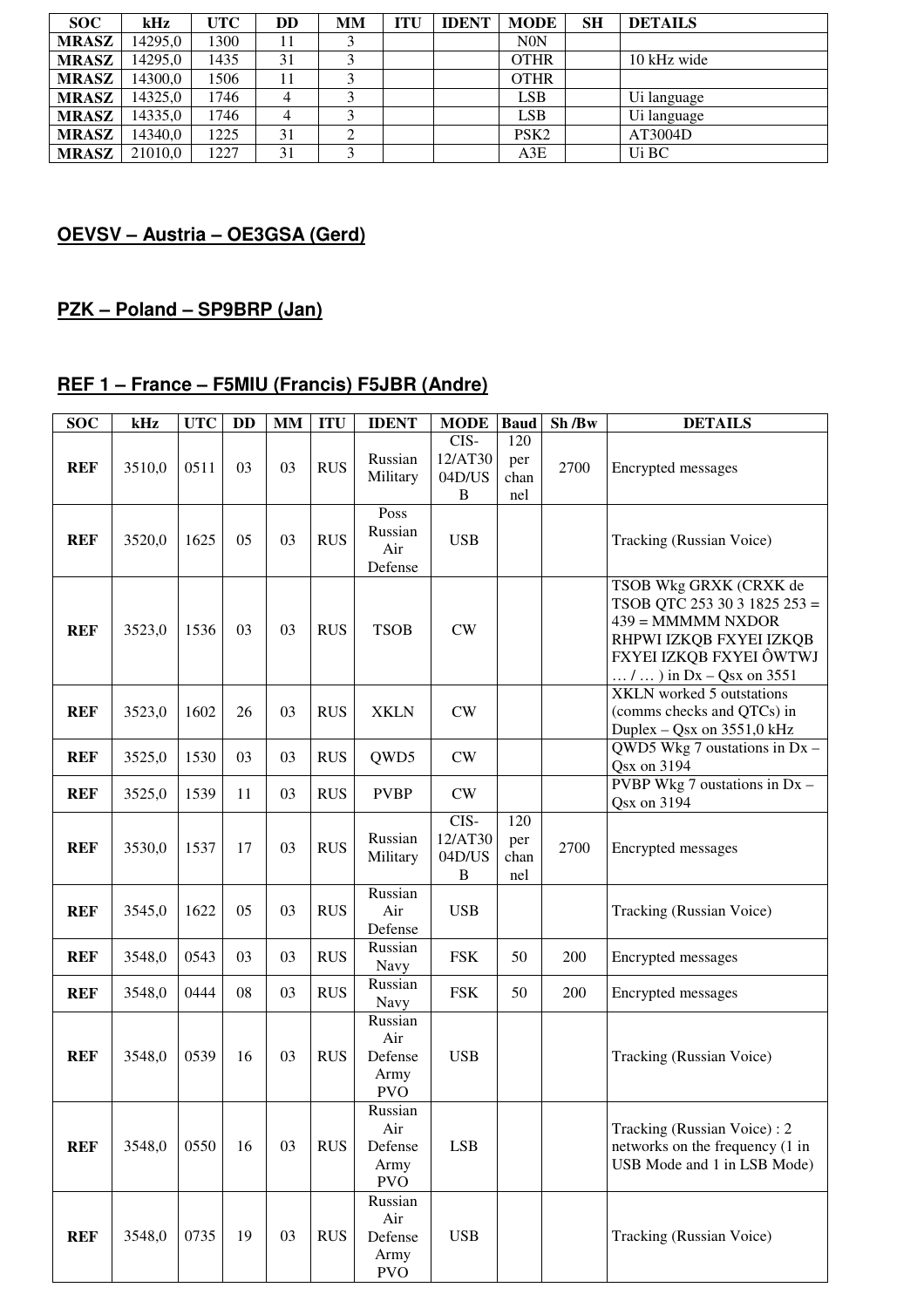| SOC | kHz | UTC | DD | MM | ITU | IDENT | MODE | SH | DETAILS |
|---|---|---|---|---|---|---|---|---|---|
| **MRASZ** | 14295,0 | 1300 | 11 | 3 | | | N0N | | |
| **MRASZ** | 14295,0 | 1435 | 31 | 3 | | | OTHR | | 10 kHz wide |
| **MRASZ** | 14300,0 | 1506 | 11 | 3 | | | OTHR | | |
| **MRASZ** | 14325,0 | 1746 | 4 | 3 | | | LSB | | Ui language |
| **MRASZ** | 14335,0 | 1746 | 4 | 3 | | | LSB | | Ui language |
| **MRASZ** | 14340,0 | 1225 | 31 | 2 | | | PSK2 | | AT3004D |
| **MRASZ** | 21010,0 | 1227 | 31 | 3 | | | A3E | | Ui BC |

## OEVSV – Austria – OE3GSA (Gerd)

## PZK – Poland – SP9BRP (Jan)

## REF 1 – France – F5MIU (Francis) F5JBR (Andre)

| SOC | kHz | UTC | DD | MM | ITU | IDENT | MODE | Baud | Sh /Bw | DETAILS |
|---|---|---|---|---|---|---|---|---|---|---|
| **REF** | 3510,0 | 0511 | 03 | 03 | RUS | Russian Military | CIS-12/AT3004D/USB | 120 per channel | 2700 | Encrypted messages |
| **REF** | 3520,0 | 1625 | 05 | 03 | RUS | Poss Russian Air Defense | USB | | | Tracking (Russian Voice) |
| **REF** | 3523,0 | 1536 | 03 | 03 | RUS | TSOB | CW | | | TSOB Wkg GRXK (CRXK de TSOB QTC 253 30 3 1825 253 = 439 = MMMMM NXDOR RHPWI IZKQB FXYEI IZKQB FXYEI IZKQB FXYEI ÔWTWJ … / … ) in Dx – Qsx on 3551 |
| **REF** | 3523,0 | 1602 | 26 | 03 | RUS | XKLN | CW | | | XKLN worked 5 outstations (comms checks and QTCs) in Duplex – Qsx on 3551,0 kHz |
| **REF** | 3525,0 | 1530 | 03 | 03 | RUS | QWD5 | CW | | | QWD5 Wkg 7 oustations in Dx – Qsx on 3194 |
| **REF** | 3525,0 | 1539 | 11 | 03 | RUS | PVBP | CW | | | PVBP Wkg 7 oustations in Dx – Qsx on 3194 |
| **REF** | 3530,0 | 1537 | 17 | 03 | RUS | Russian Military | CIS-12/AT3004D/USB | 120 per channel | 2700 | Encrypted messages |
| **REF** | 3545,0 | 1622 | 05 | 03 | RUS | Russian Air Defense | USB | | | Tracking (Russian Voice) |
| **REF** | 3548,0 | 0543 | 03 | 03 | RUS | Russian Navy | FSK | 50 | 200 | Encrypted messages |
| **REF** | 3548,0 | 0444 | 08 | 03 | RUS | Russian Navy | FSK | 50 | 200 | Encrypted messages |
| **REF** | 3548,0 | 0539 | 16 | 03 | RUS | Russian Air Defense Army PVO | USB | | | Tracking (Russian Voice) |
| **REF** | 3548,0 | 0550 | 16 | 03 | RUS | Russian Air Defense Army PVO | LSB | | | Tracking (Russian Voice) : 2 networks on the frequency (1 in USB Mode and 1 in LSB Mode) |
| **REF** | 3548,0 | 0735 | 19 | 03 | RUS | Russian Air Defense Army PVO | USB | | | Tracking (Russian Voice) |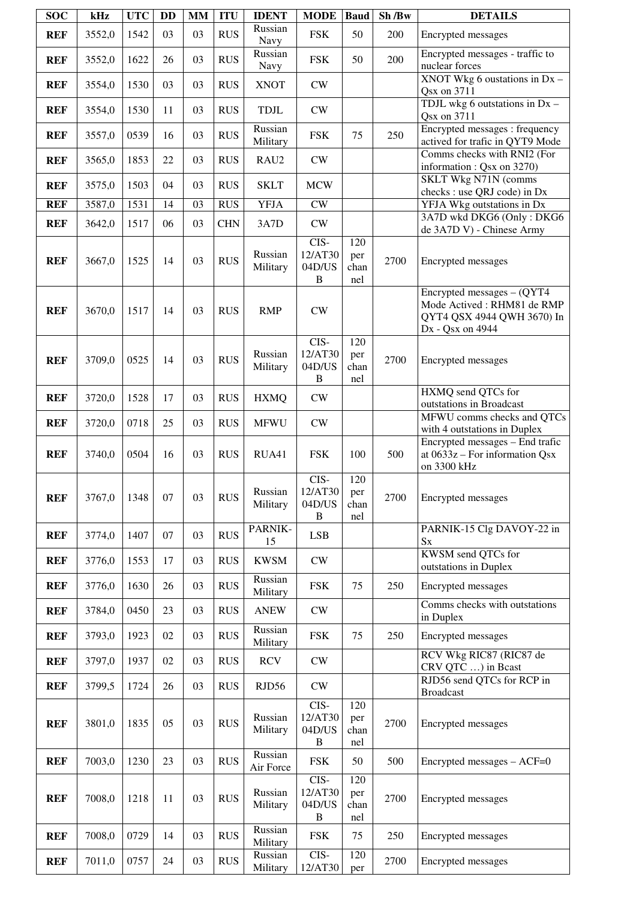| SOC | kHz | UTC | DD | MM | ITU | IDENT | MODE | Baud | Sh /Bw | DETAILS |
|---|---|---|---|---|---|---|---|---|---|---|
| REF | 3552,0 | 1542 | 03 | 03 | RUS | Russian Navy | FSK | 50 | 200 | Encrypted messages |
| REF | 3552,0 | 1622 | 26 | 03 | RUS | Russian Navy | FSK | 50 | 200 | Encrypted messages - traffic to nuclear forces |
| REF | 3554,0 | 1530 | 03 | 03 | RUS | XNOT | CW | | | XNOT Wkg 6 oustations in Dx – Qsx on 3711 |
| REF | 3554,0 | 1530 | 11 | 03 | RUS | TDJL | CW | | | TDJL wkg 6 outstations in Dx – Qsx on 3711 |
| REF | 3557,0 | 0539 | 16 | 03 | RUS | Russian Military | FSK | 75 | 250 | Encrypted messages : frequency actived for trafic in QYT9 Mode |
| REF | 3565,0 | 1853 | 22 | 03 | RUS | RAU2 | CW | | | Comms checks with RNI2 (For information : Qsx on 3270) |
| REF | 3575,0 | 1503 | 04 | 03 | RUS | SKLT | MCW | | | SKLT Wkg N71N (comms checks : use QRJ code) in Dx |
| REF | 3587,0 | 1531 | 14 | 03 | RUS | YFJA | CW | | | YFJA Wkg outstations in Dx |
| REF | 3642,0 | 1517 | 06 | 03 | CHN | 3A7D | CW | | | 3A7D wkd DKG6 (Only : DKG6 de 3A7D V) - Chinese Army |
| REF | 3667,0 | 1525 | 14 | 03 | RUS | Russian Military | CIS-12/AT3004D/USB | 120 per channel | 2700 | Encrypted messages |
| REF | 3670,0 | 1517 | 14 | 03 | RUS | RMP | CW | | | Encrypted messages – (QYT4 Mode Actived : RHM81 de RMP QYT4 QSX 4944 QWH 3670) In Dx - Qsx on 4944 |
| REF | 3709,0 | 0525 | 14 | 03 | RUS | Russian Military | CIS-12/AT3004D/USB | 120 per channel | 2700 | Encrypted messages |
| REF | 3720,0 | 1528 | 17 | 03 | RUS | HXMQ | CW | | | HXMQ send QTCs for outstations in Broadcast |
| REF | 3720,0 | 0718 | 25 | 03 | RUS | MFWU | CW | | | MFWU comms checks and QTCs with 4 outstations in Duplex |
| REF | 3740,0 | 0504 | 16 | 03 | RUS | RUA41 | FSK | 100 | 500 | Encrypted messages – End trafic at 0633z – For information Qsx on 3300 kHz |
| REF | 3767,0 | 1348 | 07 | 03 | RUS | Russian Military | CIS-12/AT3004D/USB | 120 per channel | 2700 | Encrypted messages |
| REF | 3774,0 | 1407 | 07 | 03 | RUS | PARNIK-15 | LSB | | | PARNIK-15 Clg DAVOY-22 in Sx |
| REF | 3776,0 | 1553 | 17 | 03 | RUS | KWSM | CW | | | KWSM send QTCs for outstations in Duplex |
| REF | 3776,0 | 1630 | 26 | 03 | RUS | Russian Military | FSK | 75 | 250 | Encrypted messages |
| REF | 3784,0 | 0450 | 23 | 03 | RUS | ANEW | CW | | | Comms checks with outstations in Duplex |
| REF | 3793,0 | 1923 | 02 | 03 | RUS | Russian Military | FSK | 75 | 250 | Encrypted messages |
| REF | 3797,0 | 1937 | 02 | 03 | RUS | RCV | CW | | | RCV Wkg RIC87 (RIC87 de CRV QTC …) in Bcast |
| REF | 3799,5 | 1724 | 26 | 03 | RUS | RJD56 | CW | | | RJD56 send QTCs for RCP in Broadcast |
| REF | 3801,0 | 1835 | 05 | 03 | RUS | Russian Military | CIS-12/AT3004D/USB | 120 per channel | 2700 | Encrypted messages |
| REF | 7003,0 | 1230 | 23 | 03 | RUS | Russian Air Force | FSK | 50 | 500 | Encrypted messages – ACF=0 |
| REF | 7008,0 | 1218 | 11 | 03 | RUS | Russian Military | CIS-12/AT3004D/USB | 120 per channel | 2700 | Encrypted messages |
| REF | 7008,0 | 0729 | 14 | 03 | RUS | Russian Military | FSK | 75 | 250 | Encrypted messages |
| REF | 7011,0 | 0757 | 24 | 03 | RUS | Russian Military | CIS-12/AT30 | 120 per | 2700 | Encrypted messages |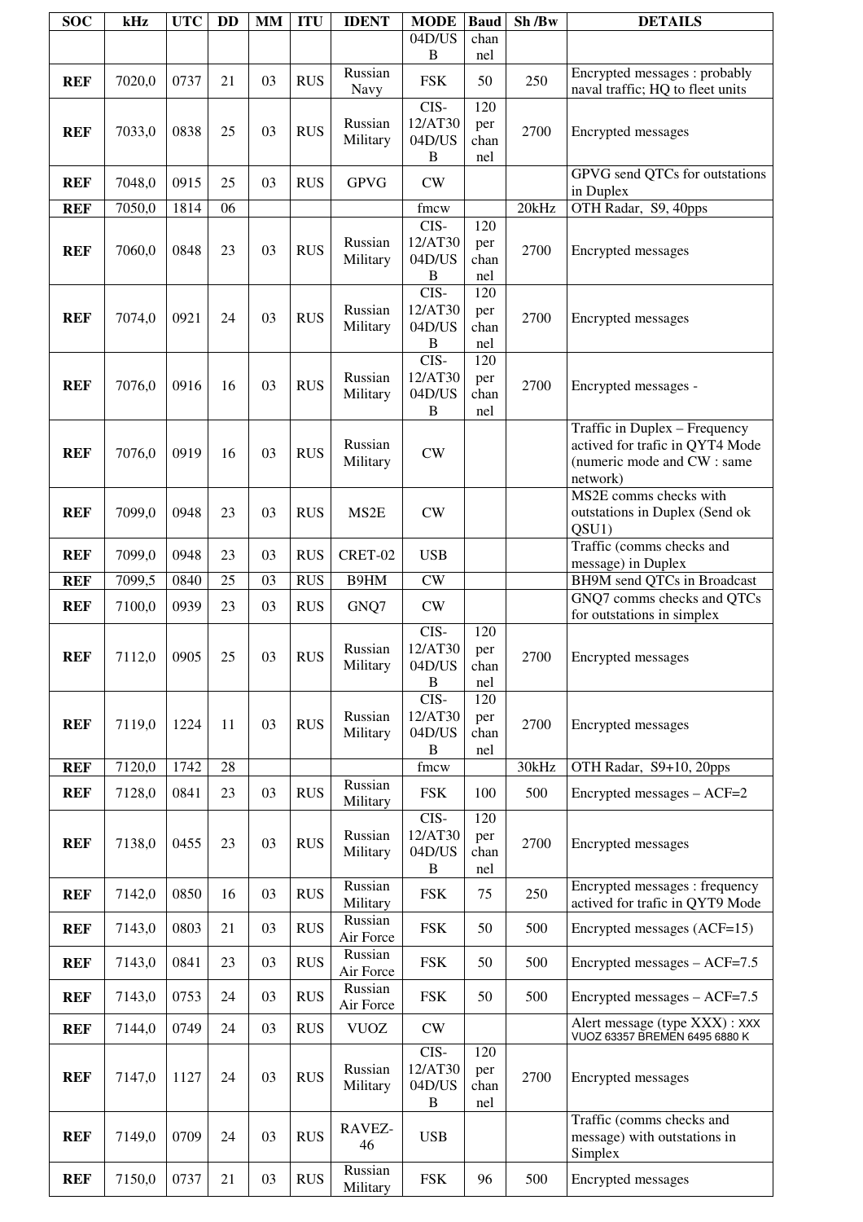| SOC | kHz | UTC | DD | MM | ITU | IDENT | MODE | Baud | Sh /Bw | DETAILS |
|---|---|---|---|---|---|---|---|---|---|---|
| | | | | | | | 04D/USB | channel | | |
| **REF** | 7020,0 | 0737 | 21 | 03 | RUS | Russian Navy | FSK | 50 | 250 | Encrypted messages : probably naval traffic; HQ to fleet units |
| **REF** | 7033,0 | 0838 | 25 | 03 | RUS | Russian Military | CIS-12/AT3004D/USB | 120 per channel | 2700 | Encrypted messages |
| **REF** | 7048,0 | 0915 | 25 | 03 | RUS | GPVG | CW | | | GPVG send QTCs for outstations in Duplex |
| **REF** | 7050,0 | 1814 | 06 | | | | fmcw | | 20kHz | OTH Radar, S9, 40pps |
| **REF** | 7060,0 | 0848 | 23 | 03 | RUS | Russian Military | CIS-12/AT3004D/USB | 120 per channel | 2700 | Encrypted messages |
| **REF** | 7074,0 | 0921 | 24 | 03 | RUS | Russian Military | CIS-12/AT3004D/USB | 120 per channel | 2700 | Encrypted messages |
| **REF** | 7076,0 | 0916 | 16 | 03 | RUS | Russian Military | CIS-12/AT3004D/USB | 120 per channel | 2700 | Encrypted messages - |
| **REF** | 7076,0 | 0919 | 16 | 03 | RUS | Russian Military | CW | | | Traffic in Duplex – Frequency actived for trafic in QYT4 Mode (numeric mode and CW : same network) |
| **REF** | 7099,0 | 0948 | 23 | 03 | RUS | MS2E | CW | | | MS2E comms checks with outstations in Duplex (Send ok QSU1) |
| **REF** | 7099,0 | 0948 | 23 | 03 | RUS | CRET-02 | USB | | | Traffic (comms checks and message) in Duplex |
| **REF** | 7099,5 | 0840 | 25 | 03 | RUS | B9HM | CW | | | BH9M send QTCs in Broadcast |
| **REF** | 7100,0 | 0939 | 23 | 03 | RUS | GNQ7 | CW | | | GNQ7 comms checks and QTCs for outstations in simplex |
| **REF** | 7112,0 | 0905 | 25 | 03 | RUS | Russian Military | CIS-12/AT3004D/USB | 120 per channel | 2700 | Encrypted messages |
| **REF** | 7119,0 | 1224 | 11 | 03 | RUS | Russian Military | CIS-12/AT3004D/USB | 120 per channel | 2700 | Encrypted messages |
| **REF** | 7120,0 | 1742 | 28 | | | | fmcw | | 30kHz | OTH Radar, S9+10, 20pps |
| **REF** | 7128,0 | 0841 | 23 | 03 | RUS | Russian Military | FSK | 100 | 500 | Encrypted messages – ACF=2 |
| **REF** | 7138,0 | 0455 | 23 | 03 | RUS | Russian Military | CIS-12/AT3004D/USB | 120 per channel | 2700 | Encrypted messages |
| **REF** | 7142,0 | 0850 | 16 | 03 | RUS | Russian Military | FSK | 75 | 250 | Encrypted messages : frequency actived for trafic in QYT9 Mode |
| **REF** | 7143,0 | 0803 | 21 | 03 | RUS | Russian Air Force | FSK | 50 | 500 | Encrypted messages (ACF=15) |
| **REF** | 7143,0 | 0841 | 23 | 03 | RUS | Russian Air Force | FSK | 50 | 500 | Encrypted messages – ACF=7.5 |
| **REF** | 7143,0 | 0753 | 24 | 03 | RUS | Russian Air Force | FSK | 50 | 500 | Encrypted messages – ACF=7.5 |
| **REF** | 7144,0 | 0749 | 24 | 03 | RUS | VUOZ | CW | | | Alert message (type XXX) : XXX VUOZ 63357 BREMEN 6495 6880 K |
| **REF** | 7147,0 | 1127 | 24 | 03 | RUS | Russian Military | CIS-12/AT3004D/USB | 120 per channel | 2700 | Encrypted messages |
| **REF** | 7149,0 | 0709 | 24 | 03 | RUS | RAVEZ-46 | USB | | | Traffic (comms checks and message) with outstations in Simplex |
| **REF** | 7150,0 | 0737 | 21 | 03 | RUS | Russian Military | FSK | 96 | 500 | Encrypted messages |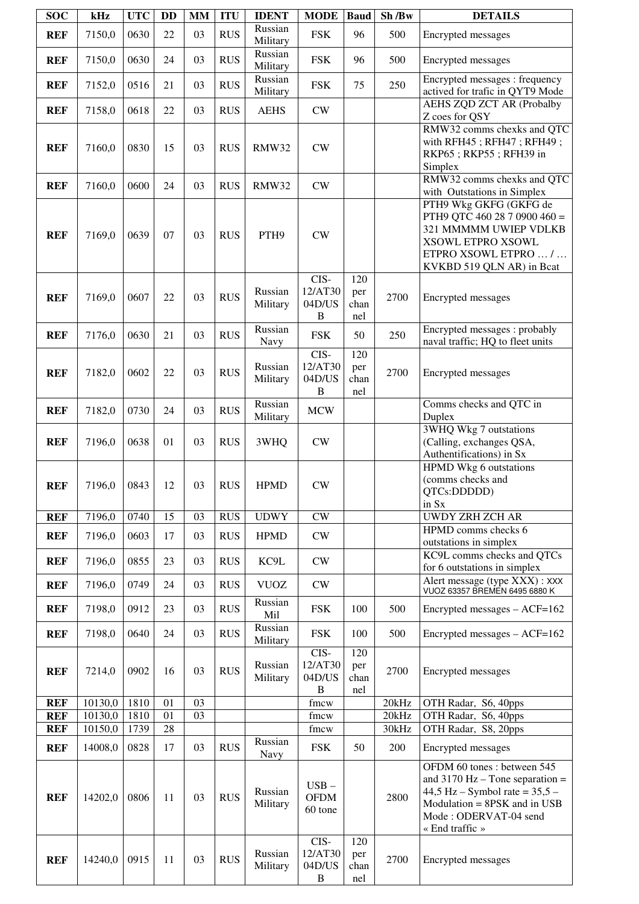| SOC | kHz | UTC | DD | MM | ITU | IDENT | MODE | Baud | Sh /Bw | DETAILS |
|---|---|---|---|---|---|---|---|---|---|---|
| **REF** | 7150,0 | 0630 | 22 | 03 | RUS | Russian Military | FSK | 96 | 500 | Encrypted messages |
| **REF** | 7150,0 | 0630 | 24 | 03 | RUS | Russian Military | FSK | 96 | 500 | Encrypted messages |
| **REF** | 7152,0 | 0516 | 21 | 03 | RUS | Russian Military | FSK | 75 | 250 | Encrypted messages : frequency actived for trafic in QYT9 Mode |
| **REF** | 7158,0 | 0618 | 22 | 03 | RUS | AEHS | CW | | | AEHS ZQD ZCT AR (Probalby Z coes for QSY |
| **REF** | 7160,0 | 0830 | 15 | 03 | RUS | RMW32 | CW | | | RMW32 comms chexks and QTC with RFH45 ; RFH47 ; RFH49 ; RKP65 ; RKP55 ; RFH39 in Simplex |
| **REF** | 7160,0 | 0600 | 24 | 03 | RUS | RMW32 | CW | | | RMW32 comms chexks and QTC with Outstations in Simplex |
| **REF** | 7169,0 | 0639 | 07 | 03 | RUS | PTH9 | CW | | | PTH9 Wkg GKFG (GKFG de PTH9 QTC 460 28 7 0900 460 = 321 MMMMM UWIEP VDLKB XSOWL ETPRO XSOWL ETPRO XSOWL ETPRO … / … KVKBD 519 QLN AR) in Bcat |
| **REF** | 7169,0 | 0607 | 22 | 03 | RUS | Russian Military | CIS-12/AT3004D/USB | 120 per channel | 2700 | Encrypted messages |
| **REF** | 7176,0 | 0630 | 21 | 03 | RUS | Russian Navy | FSK | 50 | 250 | Encrypted messages : probably naval traffic; HQ to fleet units |
| **REF** | 7182,0 | 0602 | 22 | 03 | RUS | Russian Military | CIS-12/AT3004D/USB | 120 per channel | 2700 | Encrypted messages |
| **REF** | 7182,0 | 0730 | 24 | 03 | RUS | Russian Military | MCW | | | Comms checks and QTC in Duplex |
| **REF** | 7196,0 | 0638 | 01 | 03 | RUS | 3WHQ | CW | | | 3WHQ Wkg 7 outstations (Calling, exchanges QSA, Authentifications) in Sx |
| **REF** | 7196,0 | 0843 | 12 | 03 | RUS | HPMD | CW | | | HPMD Wkg 6 outstations (comms checks and QTCs:DDDDD) in Sx |
| **REF** | 7196,0 | 0740 | 15 | 03 | RUS | UDWY | CW | | | UWDY ZRH ZCH AR |
| **REF** | 7196,0 | 0603 | 17 | 03 | RUS | HPMD | CW | | | HPMD comms checks 6 outstations in simplex |
| **REF** | 7196,0 | 0855 | 23 | 03 | RUS | KC9L | CW | | | KC9L comms checks and QTCs for 6 outstations in simplex |
| **REF** | 7196,0 | 0749 | 24 | 03 | RUS | VUOZ | CW | | | Alert message (type XXX) : XXX VUOZ 63357 BREMEN 6495 6880 K |
| **REF** | 7198,0 | 0912 | 23 | 03 | RUS | Russian Mil | FSK | 100 | 500 | Encrypted messages – ACF=162 |
| **REF** | 7198,0 | 0640 | 24 | 03 | RUS | Russian Military | FSK | 100 | 500 | Encrypted messages – ACF=162 |
| **REF** | 7214,0 | 0902 | 16 | 03 | RUS | Russian Military | CIS-12/AT3004D/USB | 120 per channel | 2700 | Encrypted messages |
| **REF** | 10130,0 | 1810 | 01 | 03 | | | fmcw | | 20kHz | OTH Radar, S6, 40pps |
| **REF** | 10130,0 | 1810 | 01 | 03 | | | fmcw | | 20kHz | OTH Radar, S6, 40pps |
| **REF** | 10150,0 | 1739 | 28 | | | | fmcw | | 30kHz | OTH Radar, S8, 20pps |
| **REF** | 14008,0 | 0828 | 17 | 03 | RUS | Russian Navy | FSK | 50 | 200 | Encrypted messages |
| **REF** | 14202,0 | 0806 | 11 | 03 | RUS | Russian Military | USB – OFDM 60 tone | | 2800 | OFDM 60 tones : between 545 and 3170 Hz – Tone separation = 44,5 Hz – Symbol rate = 35,5 – Modulation = 8PSK and in USB Mode : ODERVAT-04 send « End traffic » |
| **REF** | 14240,0 | 0915 | 11 | 03 | RUS | Russian Military | CIS-12/AT3004D/USB | 120 per channel | 2700 | Encrypted messages |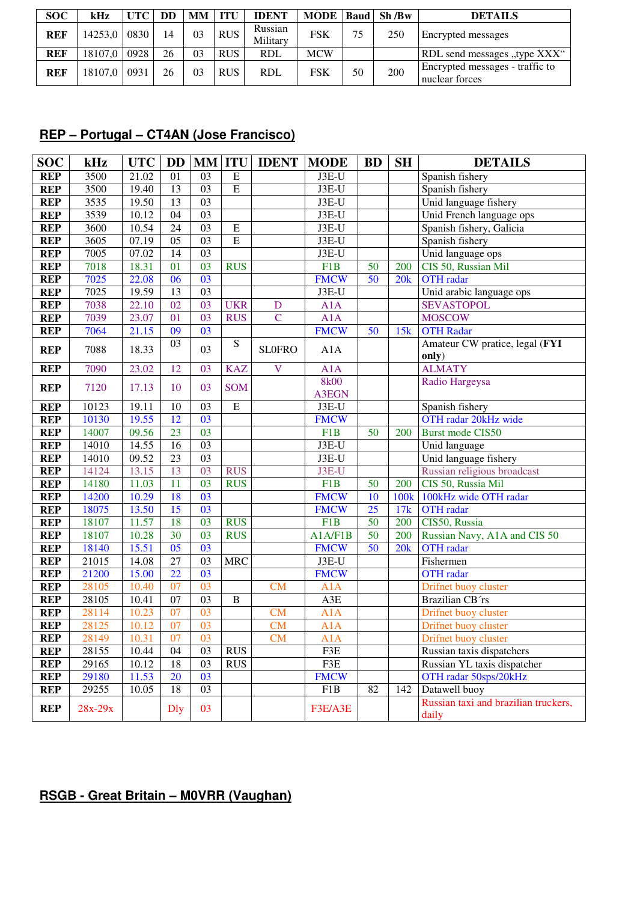| SOC | kHz | UTC | DD | MM | ITU | IDENT | MODE | Baud | Sh /Bw | DETAILS |
|---|---|---|---|---|---|---|---|---|---|---|
| REF | 14253,0 | 0830 | 14 | 03 | RUS | Russian Military | FSK | 75 | 250 | Encrypted messages |
| REF | 18107,0 | 0928 | 26 | 03 | RUS | RDL | MCW | | | RDL send messages „type XXX“ |
| REF | 18107,0 | 0931 | 26 | 03 | RUS | RDL | FSK | 50 | 200 | Encrypted messages - traffic to nuclear forces |

## REP – Portugal – CT4AN (Jose Francisco)

| SOC | kHz | UTC | DD | MM | ITU | IDENT | MODE | BD | SH | DETAILS |
|---|---|---|---|---|---|---|---|---|---|---|
| REP | 3500 | 21.02 | 01 | 03 | E | | J3E-U | | | Spanish fishery |
| REP | 3500 | 19.40 | 13 | 03 | E | | J3E-U | | | Spanish fishery |
| REP | 3535 | 19.50 | 13 | 03 | | | J3E-U | | | Unid language fishery |
| REP | 3539 | 10.12 | 04 | 03 | | | J3E-U | | | Unid French language ops |
| REP | 3600 | 10.54 | 24 | 03 | E | | J3E-U | | | Spanish fishery, Galicia |
| REP | 3605 | 07.19 | 05 | 03 | E | | J3E-U | | | Spanish fishery |
| REP | 7005 | 07.02 | 14 | 03 | | | J3E-U | | | Unid language ops |
| REP | 7018 | 18.31 | 01 | 03 | RUS | | F1B | 50 | 200 | CIS 50, Russian Mil |
| REP | 7025 | 22.08 | 06 | 03 | | | FMCW | 50 | 20k | OTH radar |
| REP | 7025 | 19.59 | 13 | 03 | | | J3E-U | | | Unid arabic language ops |
| REP | 7038 | 22.10 | 02 | 03 | UKR | D | A1A | | | SEVASTOPOL |
| REP | 7039 | 23.07 | 01 | 03 | RUS | C | A1A | | | MOSCOW |
| REP | 7064 | 21.15 | 09 | 03 | | | FMCW | 50 | 15k | OTH Radar |
| REP | 7088 | 18.33 | 03 | 03 | S | SL0FRO | A1A | | | Amateur CW pratice, legal (**FYI only**) |
| REP | 7090 | 23.02 | 12 | 03 | KAZ | V | A1A | | | ALMATY |
| REP | 7120 | 17.13 | 10 | 03 | SOM | | 8k00 A3EGN | | | Radio Hargeysa |
| REP | 10123 | 19.11 | 10 | 03 | E | | J3E-U | | | Spanish fishery |
| REP | 10130 | 19.55 | 12 | 03 | | | FMCW | | | OTH radar 20kHz wide |
| REP | 14007 | 09.56 | 23 | 03 | | | F1B | 50 | 200 | Burst mode CIS50 |
| REP | 14010 | 14.55 | 16 | 03 | | | J3E-U | | | Unid language |
| REP | 14010 | 09.52 | 23 | 03 | | | J3E-U | | | Unid language fishery |
| REP | 14124 | 13.15 | 13 | 03 | RUS | | J3E-U | | | Russian religious broadcast |
| REP | 14180 | 11.03 | 11 | 03 | RUS | | F1B | 50 | 200 | CIS 50, Russia Mil |
| REP | 14200 | 10.29 | 18 | 03 | | | FMCW | 10 | 100k | 100kHz wide OTH radar |
| REP | 18075 | 13.50 | 15 | 03 | | | FMCW | 25 | 17k | OTH radar |
| REP | 18107 | 11.57 | 18 | 03 | RUS | | F1B | 50 | 200 | CIS50, Russia |
| REP | 18107 | 10.28 | 30 | 03 | RUS | | A1A/F1B | 50 | 200 | Russian Navy, A1A and CIS 50 |
| REP | 18140 | 15.51 | 05 | 03 | | | FMCW | 50 | 20k | OTH radar |
| REP | 21015 | 14.08 | 27 | 03 | MRC | | J3E-U | | | Fishermen |
| REP | 21200 | 15.00 | 22 | 03 | | | FMCW | | | OTH radar |
| REP | 28105 | 10.40 | 07 | 03 | | CM | A1A | | | Drifnet buoy cluster |
| REP | 28105 | 10.41 | 07 | 03 | B | | A3E | | | Brazilian CB´rs |
| REP | 28114 | 10.23 | 07 | 03 | | CM | A1A | | | Drifnet buoy cluster |
| REP | 28125 | 10.12 | 07 | 03 | | CM | A1A | | | Drifnet buoy cluster |
| REP | 28149 | 10.31 | 07 | 03 | | CM | A1A | | | Drifnet buoy cluster |
| REP | 28155 | 10.44 | 04 | 03 | RUS | | F3E | | | Russian taxis dispatchers |
| REP | 29165 | 10.12 | 18 | 03 | RUS | | F3E | | | Russian YL taxis dispatcher |
| REP | 29180 | 11.53 | 20 | 03 | | | FMCW | | | OTH radar 50sps/20kHz |
| REP | 29255 | 10.05 | 18 | 03 | | | F1B | 82 | 142 | Datawell buoy |
| REP | 28x-29x | | Dly | 03 | | | F3E/A3E | | | Russian taxi and brazilian truckers, daily |

## RSGB - Great Britain – M0VRR (Vaughan)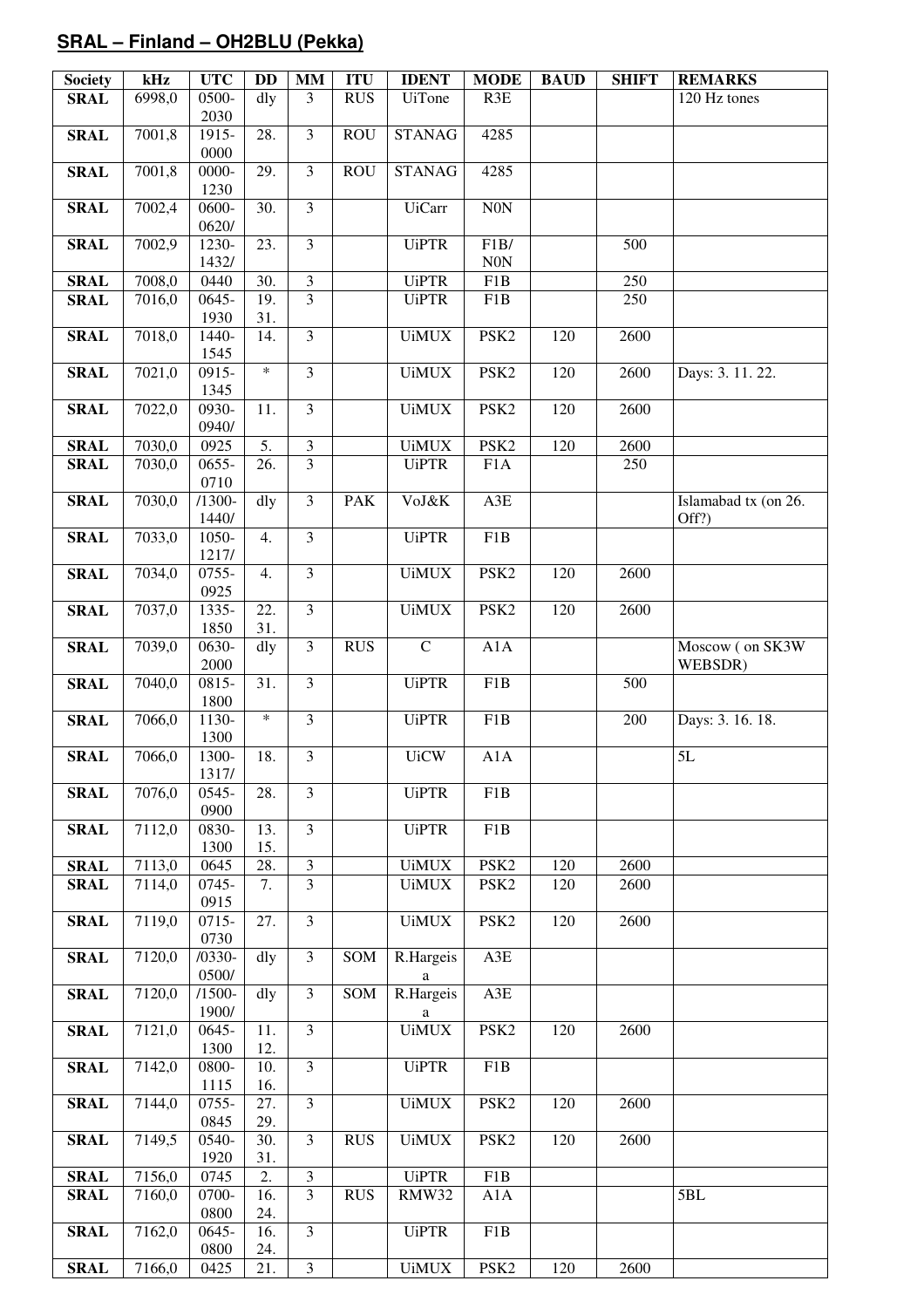## SRAL – Finland – OH2BLU (Pekka)

| Society | kHz | UTC | DD | MM | ITU | IDENT | MODE | BAUD | SHIFT | REMARKS |
|---|---|---|---|---|---|---|---|---|---|---|
| SRAL | 6998,0 | 0500-2030 | dly | 3 | RUS | UiTone | R3E | | | 120 Hz tones |
| SRAL | 7001,8 | 1915-0000 | 28. | 3 | ROU | STANAG | 4285 | | | |
| SRAL | 7001,8 | 0000-1230 | 29. | 3 | ROU | STANAG | 4285 | | | |
| SRAL | 7002,4 | 0600-0620/ | 30. | 3 | | UiCarr | N0N | | | |
| SRAL | 7002,9 | 1230-1432/ | 23. | 3 | | UiPTR | F1B/ N0N | | 500 | |
| SRAL | 7008,0 | 0440 | 30. | 3 | | UiPTR | F1B | | 250 | |
| SRAL | 7016,0 | 0645-1930 | 19. 31. | 3 | | UiPTR | F1B | | 250 | |
| SRAL | 7018,0 | 1440-1545 | 14. | 3 | | UiMUX | PSK2 | 120 | 2600 | |
| SRAL | 7021,0 | 0915-1345 | * | 3 | | UiMUX | PSK2 | 120 | 2600 | Days: 3. 11. 22. |
| SRAL | 7022,0 | 0930-0940/ | 11. | 3 | | UiMUX | PSK2 | 120 | 2600 | |
| SRAL | 7030,0 | 0925 | 5. | 3 | | UiMUX | PSK2 | 120 | 2600 | |
| SRAL | 7030,0 | 0655-0710 | 26. | 3 | | UiPTR | F1A | | 250 | |
| SRAL | 7030,0 | /1300-1440/ | dly | 3 | PAK | VoJ&K | A3E | | | Islamabad tx (on 26. Off?) |
| SRAL | 7033,0 | 1050-1217/ | 4. | 3 | | UiPTR | F1B | | | |
| SRAL | 7034,0 | 0755-0925 | 4. | 3 | | UiMUX | PSK2 | 120 | 2600 | |
| SRAL | 7037,0 | 1335-1850 | 22. 31. | 3 | | UiMUX | PSK2 | 120 | 2600 | |
| SRAL | 7039,0 | 0630-2000 | dly | 3 | RUS | C | A1A | | | Moscow ( on SK3W WEBSDR) |
| SRAL | 7040,0 | 0815-1800 | 31. | 3 | | UiPTR | F1B | | 500 | |
| SRAL | 7066,0 | 1130-1300 | * | 3 | | UiPTR | F1B | | 200 | Days: 3. 16. 18. |
| SRAL | 7066,0 | 1300-1317/ | 18. | 3 | | UiCW | A1A | | | 5L |
| SRAL | 7076,0 | 0545-0900 | 28. | 3 | | UiPTR | F1B | | | |
| SRAL | 7112,0 | 0830-1300 | 13. 15. | 3 | | UiPTR | F1B | | | |
| SRAL | 7113,0 | 0645 | 28. | 3 | | UiMUX | PSK2 | 120 | 2600 | |
| SRAL | 7114,0 | 0745-0915 | 7. | 3 | | UiMUX | PSK2 | 120 | 2600 | |
| SRAL | 7119,0 | 0715-0730 | 27. | 3 | | UiMUX | PSK2 | 120 | 2600 | |
| SRAL | 7120,0 | /0330-0500/ | dly | 3 | SOM | R.Hargeisa | A3E | | | |
| SRAL | 7120,0 | /1500-1900/ | dly | 3 | SOM | R.Hargeisa | A3E | | | |
| SRAL | 7121,0 | 0645-1300 | 11. 12. | 3 | | UiMUX | PSK2 | 120 | 2600 | |
| SRAL | 7142,0 | 0800-1115 | 10. 16. | 3 | | UiPTR | F1B | | | |
| SRAL | 7144,0 | 0755-0845 | 27. 29. | 3 | | UiMUX | PSK2 | 120 | 2600 | |
| SRAL | 7149,5 | 0540-1920 | 30. 31. | 3 | RUS | UiMUX | PSK2 | 120 | 2600 | |
| SRAL | 7156,0 | 0745 | 2. | 3 | | UiPTR | F1B | | | |
| SRAL | 7160,0 | 0700-0800 | 16. 24. | 3 | RUS | RMW32 | A1A | | | 5BL |
| SRAL | 7162,0 | 0645-0800 | 16. 24. | 3 | | UiPTR | F1B | | | |
| SRAL | 7166,0 | 0425 | 21. | 3 | | UiMUX | PSK2 | 120 | 2600 | |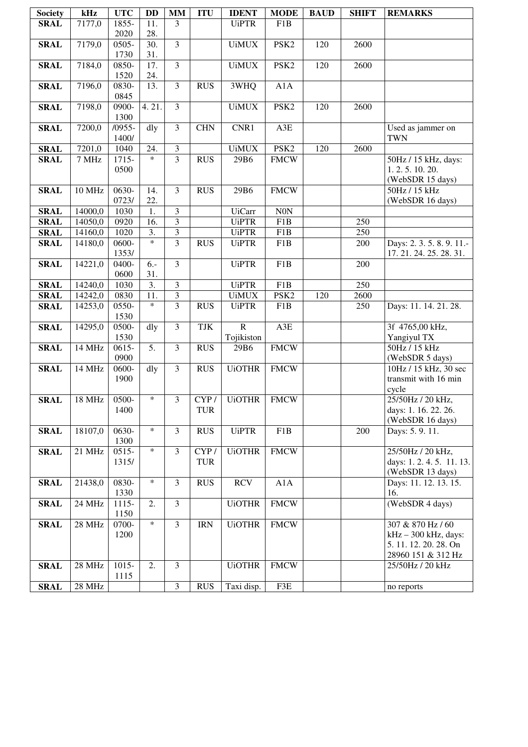| Society | kHz | UTC | DD | MM | ITU | IDENT | MODE | BAUD | SHIFT | REMARKS |
|---|---|---|---|---|---|---|---|---|---|---|
| **SRAL** | 7177,0 | 1855-2020 | 11. 28. | 3 | | UiPTR | F1B | | | |
| **SRAL** | 7179,0 | 0505-1730 | 30. 31. | 3 | | UiMUX | PSK2 | 120 | 2600 | |
| **SRAL** | 7184,0 | 0850-1520 | 17. 24. | 3 | | UiMUX | PSK2 | 120 | 2600 | |
| **SRAL** | 7196,0 | 0830-0845 | 13. | 3 | RUS | 3WHQ | A1A | | | |
| **SRAL** | 7198,0 | 0900-1300 | 4. 21. | 3 | | UiMUX | PSK2 | 120 | 2600 | |
| **SRAL** | 7200,0 | /0955-1400/ | dly | 3 | CHN | CNR1 | A3E | | | Used as jammer on TWN |
| **SRAL** | 7201,0 | 1040 | 24. | 3 | | UiMUX | PSK2 | 120 | 2600 | |
| **SRAL** | 7 MHz | 1715-0500 | * | 3 | RUS | 29B6 | FMCW | | | 50Hz / 15 kHz, days: 1. 2. 5. 10. 20. (WebSDR 15 days) |
| **SRAL** | 10 MHz | 0630-0723/ | 14. 22. | 3 | RUS | 29B6 | FMCW | | | 50Hz / 15 kHz (WebSDR 16 days) |
| **SRAL** | 14000,0 | 1030 | 1. | 3 | | UiCarr | N0N | | | |
| **SRAL** | 14050,0 | 0920 | 16. | 3 | | UiPTR | F1B | | 250 | |
| **SRAL** | 14160,0 | 1020 | 3. | 3 | | UiPTR | F1B | | 250 | |
| **SRAL** | 14180,0 | 0600-1353/ | * | 3 | RUS | UiPTR | F1B | | 200 | Days: 2. 3. 5. 8. 9. 11.-17. 21. 24. 25. 28. 31. |
| **SRAL** | 14221,0 | 0400-0600 | 6.-31. | 3 | | UiPTR | F1B | | 200 | |
| **SRAL** | 14240,0 | 1030 | 3. | 3 | | UiPTR | F1B | | 250 | |
| **SRAL** | 14242,0 | 0830 | 11. | 3 | | UiMUX | PSK2 | 120 | 2600 | |
| **SRAL** | 14253,0 | 0550-1530 | * | 3 | RUS | UiPTR | F1B | | 250 | Days: 11. 14. 21. 28. |
| **SRAL** | 14295,0 | 0500-1530 | dly | 3 | TJK | R Tojikiston | A3E | | | 3f 4765,00 kHz, Yangiyul TX |
| **SRAL** | 14 MHz | 0615-0900 | 5. | 3 | RUS | 29B6 | FMCW | | | 50Hz / 15 kHz (WebSDR 5 days) |
| **SRAL** | 14 MHz | 0600-1900 | dly | 3 | RUS | UiOTHR | FMCW | | | 10Hz / 15 kHz, 30 sec transmit with 16 min cycle |
| **SRAL** | 18 MHz | 0500-1400 | * | 3 | CYP / TUR | UiOTHR | FMCW | | | 25/50Hz / 20 kHz, days: 1. 16. 22. 26. (WebSDR 16 days) |
| **SRAL** | 18107,0 | 0630-1300 | * | 3 | RUS | UiPTR | F1B | | 200 | Days: 5. 9. 11. |
| **SRAL** | 21 MHz | 0515-1315/ | * | 3 | CYP / TUR | UiOTHR | FMCW | | | 25/50Hz / 20 kHz, days: 1. 2. 4. 5. 11. 13. (WebSDR 13 days) |
| **SRAL** | 21438,0 | 0830-1330 | * | 3 | RUS | RCV | A1A | | | Days: 11. 12. 13. 15. 16. |
| **SRAL** | 24 MHz | 1115-1150 | 2. | 3 | | UiOTHR | FMCW | | | (WebSDR 4 days) |
| **SRAL** | 28 MHz | 0700-1200 | * | 3 | IRN | UiOTHR | FMCW | | | 307 & 870 Hz / 60 kHz – 300 kHz, days: 5. 11. 12. 20. 28. On 28960 151 & 312 Hz |
| **SRAL** | 28 MHz | 1015-1115 | 2. | 3 | | UiOTHR | FMCW | | | 25/50Hz / 20 kHz |
| **SRAL** | 28 MHz | | | 3 | RUS | Taxi disp. | F3E | | | no reports |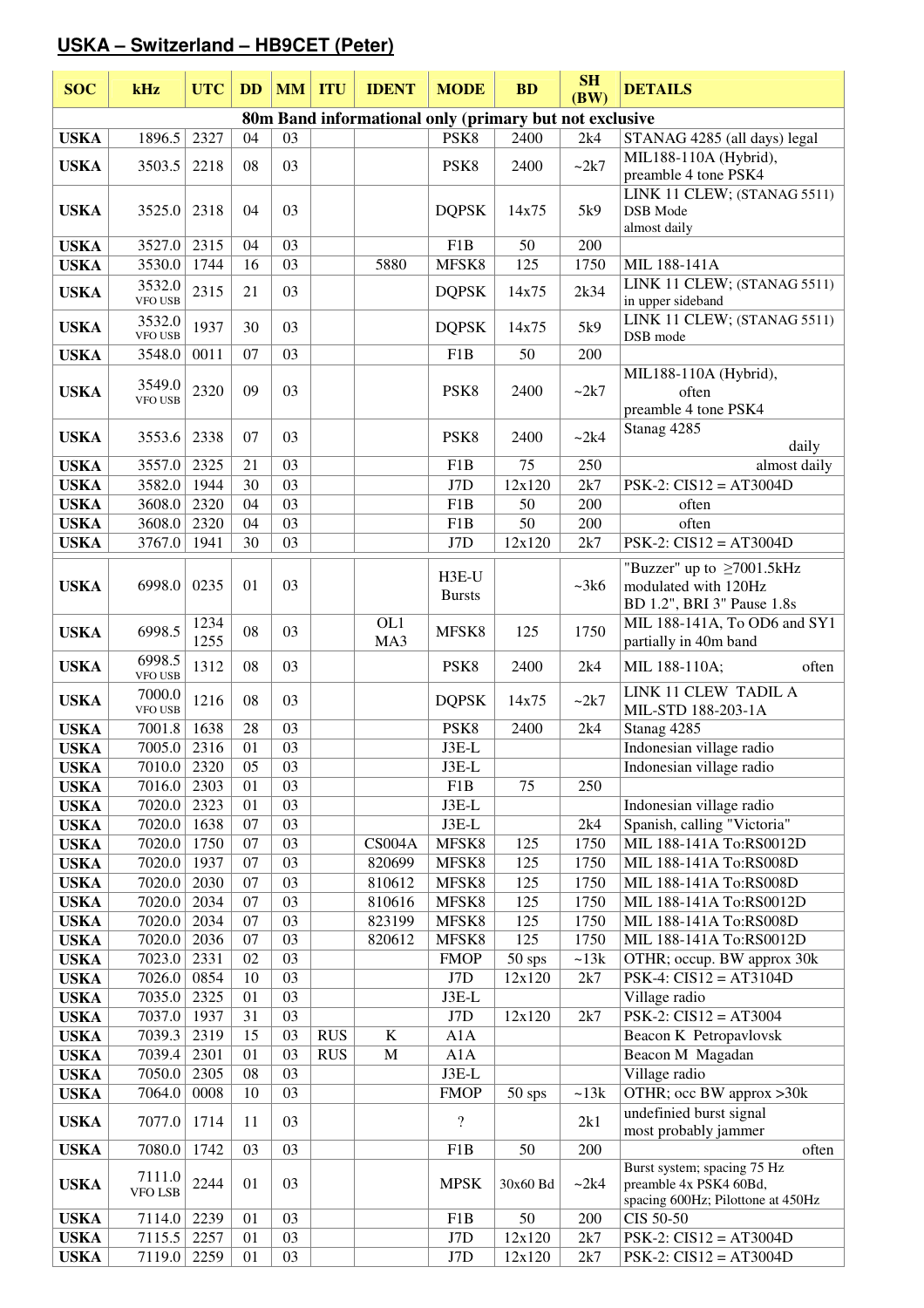## USKA – Switzerland – HB9CET (Peter)

| SOC | kHz | UTC | DD | MM | ITU | IDENT | MODE | BD | SH (BW) | DETAILS |
|---|---|---|---|---|---|---|---|---|---|---|
| **80m Band informational only (primary but not exclusive** | | | | | | | | | | |
| USKA | 1896.5 | 2327 | 04 | 03 | | | PSK8 | 2400 | 2k4 | STANAG 4285 (all days) legal |
| USKA | 3503.5 | 2218 | 08 | 03 | | | PSK8 | 2400 | ~2k7 | MIL188-110A (Hybrid), preamble 4 tone PSK4 |
| USKA | 3525.0 | 2318 | 04 | 03 | | | DQPSK | 14x75 | 5k9 | LINK 11 CLEW; (STANAG 5511) DSB Mode almost daily |
| USKA | 3527.0 | 2315 | 04 | 03 | | | F1B | 50 | 200 | |
| USKA | 3530.0 | 1744 | 16 | 03 | | 5880 | MFSK8 | 125 | 1750 | MIL 188-141A |
| USKA | 3532.0 VFO USB | 2315 | 21 | 03 | | | DQPSK | 14x75 | 2k34 | LINK 11 CLEW; (STANAG 5511) in upper sideband |
| USKA | 3532.0 VFO USB | 1937 | 30 | 03 | | | DQPSK | 14x75 | 5k9 | LINK 11 CLEW; (STANAG 5511) DSB mode |
| USKA | 3548.0 | 0011 | 07 | 03 | | | F1B | 50 | 200 | |
| USKA | 3549.0 VFO USB | 2320 | 09 | 03 | | | PSK8 | 2400 | ~2k7 | MIL188-110A (Hybrid), often preamble 4 tone PSK4 |
| USKA | 3553.6 | 2338 | 07 | 03 | | | PSK8 | 2400 | ~2k4 | Stanag 4285 daily |
| USKA | 3557.0 | 2325 | 21 | 03 | | | F1B | 75 | 250 | almost daily |
| USKA | 3582.0 | 1944 | 30 | 03 | | | J7D | 12x120 | 2k7 | PSK-2: CIS12 = AT3004D |
| USKA | 3608.0 | 2320 | 04 | 03 | | | F1B | 50 | 200 | often |
| USKA | 3608.0 | 2320 | 04 | 03 | | | F1B | 50 | 200 | often |
| USKA | 3767.0 | 1941 | 30 | 03 | | | J7D | 12x120 | 2k7 | PSK-2: CIS12 = AT3004D |
| USKA | 6998.0 | 0235 | 01 | 03 | | | H3E-U Bursts | | ~3k6 | "Buzzer" up to ≥7001.5kHz modulated with 120Hz BD 1.2", BRI 3" Pause 1.8s |
| USKA | 6998.5 | 1234 1255 | 08 | 03 | | OL1 MA3 | MFSK8 | 125 | 1750 | MIL 188-141A, To OD6 and SY1 partially in 40m band |
| USKA | 6998.5 VFO USB | 1312 | 08 | 03 | | | PSK8 | 2400 | 2k4 | MIL 188-110A; often |
| USKA | 7000.0 VFO USB | 1216 | 08 | 03 | | | DQPSK | 14x75 | ~2k7 | LINK 11 CLEW TADIL A MIL-STD 188-203-1A |
| USKA | 7001.8 | 1638 | 28 | 03 | | | PSK8 | 2400 | 2k4 | Stanag 4285 |
| USKA | 7005.0 | 2316 | 01 | 03 | | | J3E-L | | | Indonesian village radio |
| USKA | 7010.0 | 2320 | 05 | 03 | | | J3E-L | | | Indonesian village radio |
| USKA | 7016.0 | 2303 | 01 | 03 | | | F1B | 75 | 250 | |
| USKA | 7020.0 | 2323 | 01 | 03 | | | J3E-L | | | Indonesian village radio |
| USKA | 7020.0 | 1638 | 07 | 03 | | | J3E-L | | 2k4 | Spanish, calling "Victoria" |
| USKA | 7020.0 | 1750 | 07 | 03 | | CS004A | MFSK8 | 125 | 1750 | MIL 188-141A To:RS0012D |
| USKA | 7020.0 | 1937 | 07 | 03 | | 820699 | MFSK8 | 125 | 1750 | MIL 188-141A To:RS008D |
| USKA | 7020.0 | 2030 | 07 | 03 | | 810612 | MFSK8 | 125 | 1750 | MIL 188-141A To:RS008D |
| USKA | 7020.0 | 2034 | 07 | 03 | | 810616 | MFSK8 | 125 | 1750 | MIL 188-141A To:RS0012D |
| USKA | 7020.0 | 2034 | 07 | 03 | | 823199 | MFSK8 | 125 | 1750 | MIL 188-141A To:RS008D |
| USKA | 7020.0 | 2036 | 07 | 03 | | 820612 | MFSK8 | 125 | 1750 | MIL 188-141A To:RS0012D |
| USKA | 7023.0 | 2331 | 02 | 03 | | | FMOP | 50 sps | ~13k | OTHR; occup. BW approx 30k |
| USKA | 7026.0 | 0854 | 10 | 03 | | | J7D | 12x120 | 2k7 | PSK-4: CIS12 = AT3104D |
| USKA | 7035.0 | 2325 | 01 | 03 | | | J3E-L | | | Village radio |
| USKA | 7037.0 | 1937 | 31 | 03 | | | J7D | 12x120 | 2k7 | PSK-2: CIS12 = AT3004 |
| USKA | 7039.3 | 2319 | 15 | 03 | RUS | K | A1A | | | Beacon K Petropavlovsk |
| USKA | 7039.4 | 2301 | 01 | 03 | RUS | M | A1A | | | Beacon M Magadan |
| USKA | 7050.0 | 2305 | 08 | 03 | | | J3E-L | | | Village radio |
| USKA | 7064.0 | 0008 | 10 | 03 | | | FMOP | 50 sps | ~13k | OTHR; occ BW approx >30k |
| USKA | 7077.0 | 1714 | 11 | 03 | | | ? | | 2k1 | undefinied burst signal most probably jammer |
| USKA | 7080.0 | 1742 | 03 | 03 | | | F1B | 50 | 200 | often |
| USKA | 7111.0 VFO LSB | 2244 | 01 | 03 | | | MPSK | 30x60 Bd | ~2k4 | Burst system; spacing 75 Hz preamble 4x PSK4 60Bd, spacing 600Hz; Pilottone at 450Hz |
| USKA | 7114.0 | 2239 | 01 | 03 | | | F1B | 50 | 200 | CIS 50-50 |
| USKA | 7115.5 | 2257 | 01 | 03 | | | J7D | 12x120 | 2k7 | PSK-2: CIS12 = AT3004D |
| USKA | 7119.0 | 2259 | 01 | 03 | | | J7D | 12x120 | 2k7 | PSK-2: CIS12 = AT3004D |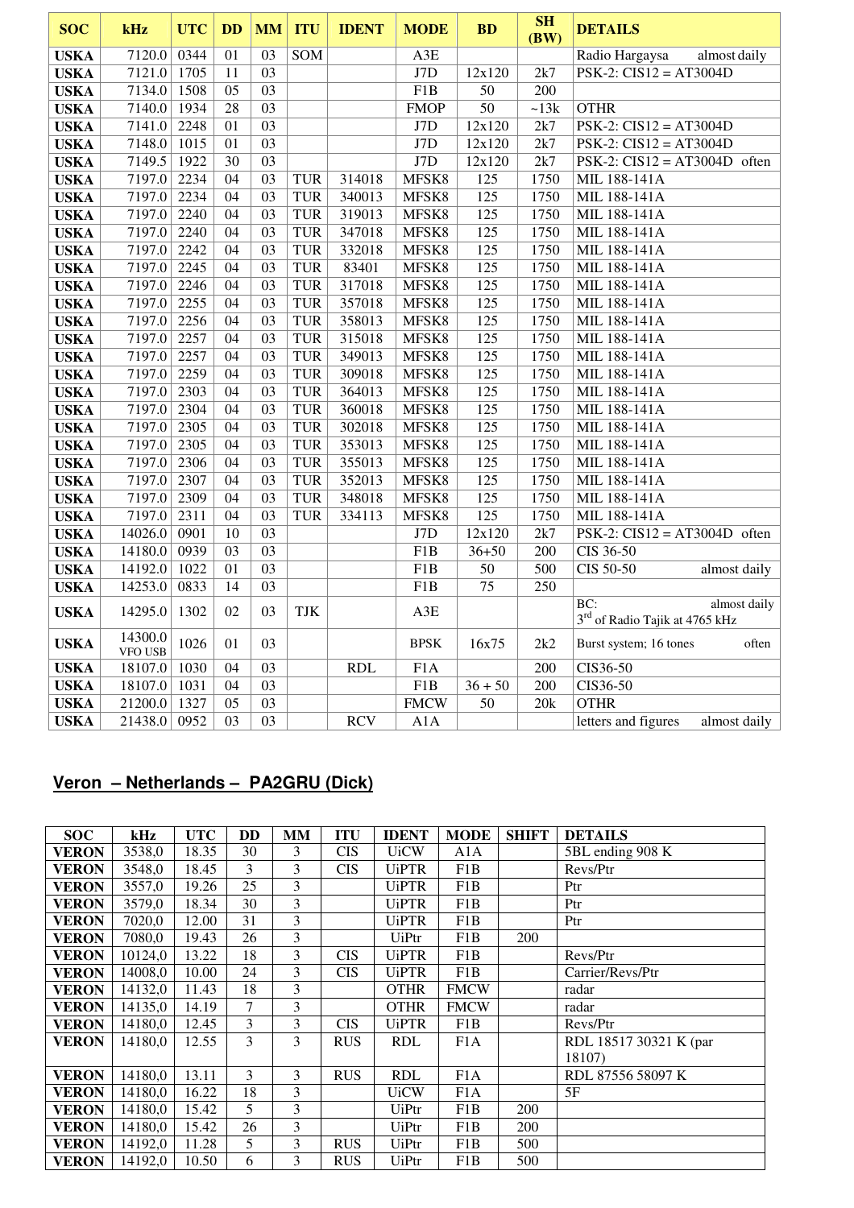| SOC | kHz | UTC | DD | MM | ITU | IDENT | MODE | BD | SH (BW) | DETAILS |
|---|---|---|---|---|---|---|---|---|---|---|
| USKA | 7120.0 | 0344 | 01 | 03 | SOM | | A3E | | | Radio Hargaysa almost daily |
| USKA | 7121.0 | 1705 | 11 | 03 | | | J7D | 12x120 | 2k7 | PSK-2: CIS12 = AT3004D |
| USKA | 7134.0 | 1508 | 05 | 03 | | | F1B | 50 | 200 | |
| USKA | 7140.0 | 1934 | 28 | 03 | | | FMOP | 50 | ~13k | OTHR |
| USKA | 7141.0 | 2248 | 01 | 03 | | | J7D | 12x120 | 2k7 | PSK-2: CIS12 = AT3004D |
| USKA | 7148.0 | 1015 | 01 | 03 | | | J7D | 12x120 | 2k7 | PSK-2: CIS12 = AT3004D |
| USKA | 7149.5 | 1922 | 30 | 03 | | | J7D | 12x120 | 2k7 | PSK-2: CIS12 = AT3004D often |
| USKA | 7197.0 | 2234 | 04 | 03 | TUR | 314018 | MFSK8 | 125 | 1750 | MIL 188-141A |
| USKA | 7197.0 | 2234 | 04 | 03 | TUR | 340013 | MFSK8 | 125 | 1750 | MIL 188-141A |
| USKA | 7197.0 | 2240 | 04 | 03 | TUR | 319013 | MFSK8 | 125 | 1750 | MIL 188-141A |
| USKA | 7197.0 | 2240 | 04 | 03 | TUR | 347018 | MFSK8 | 125 | 1750 | MIL 188-141A |
| USKA | 7197.0 | 2242 | 04 | 03 | TUR | 332018 | MFSK8 | 125 | 1750 | MIL 188-141A |
| USKA | 7197.0 | 2245 | 04 | 03 | TUR | 83401 | MFSK8 | 125 | 1750 | MIL 188-141A |
| USKA | 7197.0 | 2246 | 04 | 03 | TUR | 317018 | MFSK8 | 125 | 1750 | MIL 188-141A |
| USKA | 7197.0 | 2255 | 04 | 03 | TUR | 357018 | MFSK8 | 125 | 1750 | MIL 188-141A |
| USKA | 7197.0 | 2256 | 04 | 03 | TUR | 358013 | MFSK8 | 125 | 1750 | MIL 188-141A |
| USKA | 7197.0 | 2257 | 04 | 03 | TUR | 315018 | MFSK8 | 125 | 1750 | MIL 188-141A |
| USKA | 7197.0 | 2257 | 04 | 03 | TUR | 349013 | MFSK8 | 125 | 1750 | MIL 188-141A |
| USKA | 7197.0 | 2259 | 04 | 03 | TUR | 309018 | MFSK8 | 125 | 1750 | MIL 188-141A |
| USKA | 7197.0 | 2303 | 04 | 03 | TUR | 364013 | MFSK8 | 125 | 1750 | MIL 188-141A |
| USKA | 7197.0 | 2304 | 04 | 03 | TUR | 360018 | MFSK8 | 125 | 1750 | MIL 188-141A |
| USKA | 7197.0 | 2305 | 04 | 03 | TUR | 302018 | MFSK8 | 125 | 1750 | MIL 188-141A |
| USKA | 7197.0 | 2305 | 04 | 03 | TUR | 353013 | MFSK8 | 125 | 1750 | MIL 188-141A |
| USKA | 7197.0 | 2306 | 04 | 03 | TUR | 355013 | MFSK8 | 125 | 1750 | MIL 188-141A |
| USKA | 7197.0 | 2307 | 04 | 03 | TUR | 352013 | MFSK8 | 125 | 1750 | MIL 188-141A |
| USKA | 7197.0 | 2309 | 04 | 03 | TUR | 348018 | MFSK8 | 125 | 1750 | MIL 188-141A |
| USKA | 7197.0 | 2311 | 04 | 03 | TUR | 334113 | MFSK8 | 125 | 1750 | MIL 188-141A |
| USKA | 14026.0 | 0901 | 10 | 03 | | | J7D | 12x120 | 2k7 | PSK-2: CIS12 = AT3004D often |
| USKA | 14180.0 | 0939 | 03 | 03 | | | F1B | 36+50 | 200 | CIS 36-50 |
| USKA | 14192.0 | 1022 | 01 | 03 | | | F1B | 50 | 500 | CIS 50-50 almost daily |
| USKA | 14253.0 | 0833 | 14 | 03 | | | F1B | 75 | 250 | |
| USKA | 14295.0 | 1302 | 02 | 03 | TJK | | A3E | | | BC: almost daily 3rd of Radio Tajik at 4765 kHz |
| USKA | 14300.0 VFO USB | 1026 | 01 | 03 | | | BPSK | 16x75 | 2k2 | Burst system; 16 tones often |
| USKA | 18107.0 | 1030 | 04 | 03 | | RDL | F1A | | 200 | CIS36-50 |
| USKA | 18107.0 | 1031 | 04 | 03 | | | F1B | 36 + 50 | 200 | CIS36-50 |
| USKA | 21200.0 | 1327 | 05 | 03 | | | FMCW | 50 | 20k | OTHR |
| USKA | 21438.0 | 0952 | 03 | 03 | | RCV | A1A | | | letters and figures almost daily |

## Veron – Netherlands – PA2GRU (Dick)

| SOC | kHz | UTC | DD | MM | ITU | IDENT | MODE | SHIFT | DETAILS |
|---|---|---|---|---|---|---|---|---|---|
| VERON | 3538,0 | 18.35 | 30 | 3 | CIS | UiCW | A1A | | 5BL ending 908 K |
| VERON | 3548,0 | 18.45 | 3 | 3 | CIS | UiPTR | F1B | | Revs/Ptr |
| VERON | 3557,0 | 19.26 | 25 | 3 | | UiPTR | F1B | | Ptr |
| VERON | 3579,0 | 18.34 | 30 | 3 | | UiPTR | F1B | | Ptr |
| VERON | 7020,0 | 12.00 | 31 | 3 | | UiPTR | F1B | | Ptr |
| VERON | 7080,0 | 19.43 | 26 | 3 | | UiPtr | F1B | 200 | |
| VERON | 10124,0 | 13.22 | 18 | 3 | CIS | UiPTR | F1B | | Revs/Ptr |
| VERON | 14008,0 | 10.00 | 24 | 3 | CIS | UiPTR | F1B | | Carrier/Revs/Ptr |
| VERON | 14132,0 | 11.43 | 18 | 3 | | OTHR | FMCW | | radar |
| VERON | 14135,0 | 14.19 | 7 | 3 | | OTHR | FMCW | | radar |
| VERON | 14180,0 | 12.45 | 3 | 3 | CIS | UiPTR | F1B | | Revs/Ptr |
| VERON | 14180,0 | 12.55 | 3 | 3 | RUS | RDL | F1A | | RDL 18517 30321 K (par 18107) |
| VERON | 14180,0 | 13.11 | 3 | 3 | RUS | RDL | F1A | | RDL 87556 58097 K |
| VERON | 14180,0 | 16.22 | 18 | 3 | | UiCW | F1A | | 5F |
| VERON | 14180,0 | 15.42 | 5 | 3 | | UiPtr | F1B | 200 | |
| VERON | 14180,0 | 15.42 | 26 | 3 | | UiPtr | F1B | 200 | |
| VERON | 14192,0 | 11.28 | 5 | 3 | RUS | UiPtr | F1B | 500 | |
| VERON | 14192,0 | 10.50 | 6 | 3 | RUS | UiPtr | F1B | 500 | |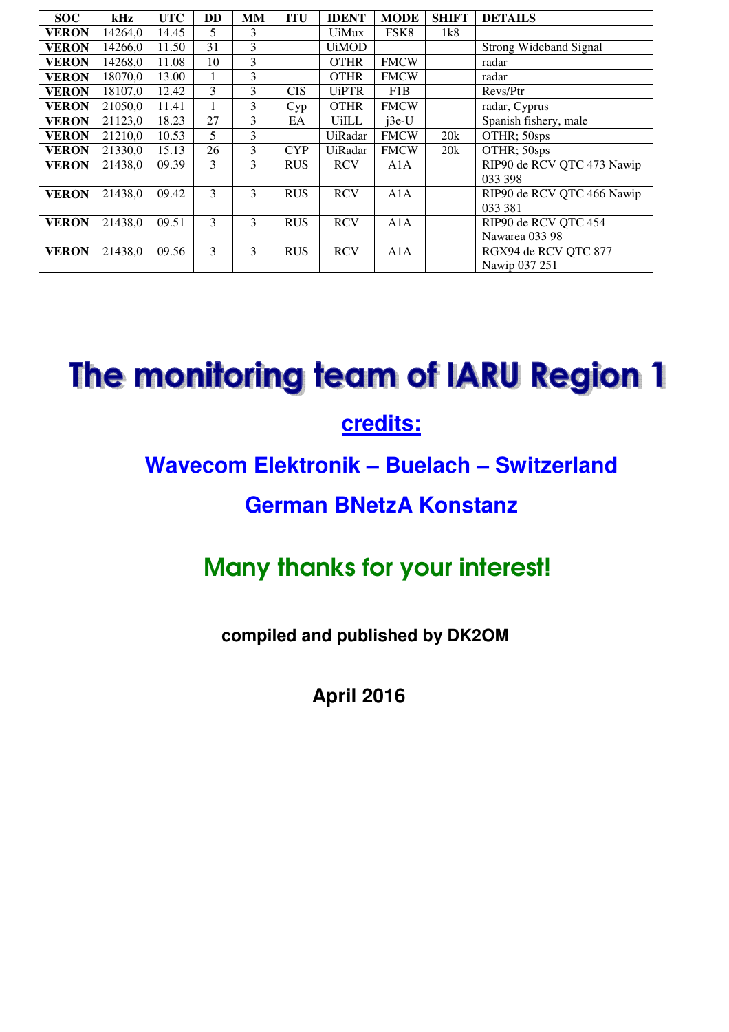| SOC | kHz | UTC | DD | MM | ITU | IDENT | MODE | SHIFT | DETAILS |
|---|---|---|---|---|---|---|---|---|---|
| **VERON** | 14264,0 | 14.45 | 5 | 3 | | UiMux | FSK8 | 1k8 | |
| **VERON** | 14266,0 | 11.50 | 31 | 3 | | UiMOD | | | Strong Wideband Signal |
| **VERON** | 14268,0 | 11.08 | 10 | 3 | | OTHR | FMCW | | radar |
| **VERON** | 18070,0 | 13.00 | 1 | 3 | | OTHR | FMCW | | radar |
| **VERON** | 18107,0 | 12.42 | 3 | 3 | CIS | UiPTR | F1B | | Revs/Ptr |
| **VERON** | 21050,0 | 11.41 | 1 | 3 | Cyp | OTHR | FMCW | | radar, Cyprus |
| **VERON** | 21123,0 | 18.23 | 27 | 3 | EA | UiILL | j3e-U | | Spanish fishery, male |
| **VERON** | 21210,0 | 10.53 | 5 | 3 | | UiRadar | FMCW | 20k | OTHR; 50sps |
| **VERON** | 21330,0 | 15.13 | 26 | 3 | CYP | UiRadar | FMCW | 20k | OTHR; 50sps |
| **VERON** | 21438,0 | 09.39 | 3 | 3 | RUS | RCV | A1A | | RIP90 de RCV QTC 473 Nawip 033 398 |
| **VERON** | 21438,0 | 09.42 | 3 | 3 | RUS | RCV | A1A | | RIP90 de RCV QTC 466 Nawip 033 381 |
| **VERON** | 21438,0 | 09.51 | 3 | 3 | RUS | RCV | A1A | | RIP90 de RCV QTC 454 Nawarea 033 98 |
| **VERON** | 21438,0 | 09.56 | 3 | 3 | RUS | RCV | A1A | | RGX94 de RCV QTC 877 Nawip 037 251 |

# The monitoring team of IARU Region 1

## credits:

## Wavecom Elektronik – Buelach – Switzerland

## German BNetzA Konstanz

## Many thanks for your interest!

**compiled and published by DK2OM**

**April 2016**